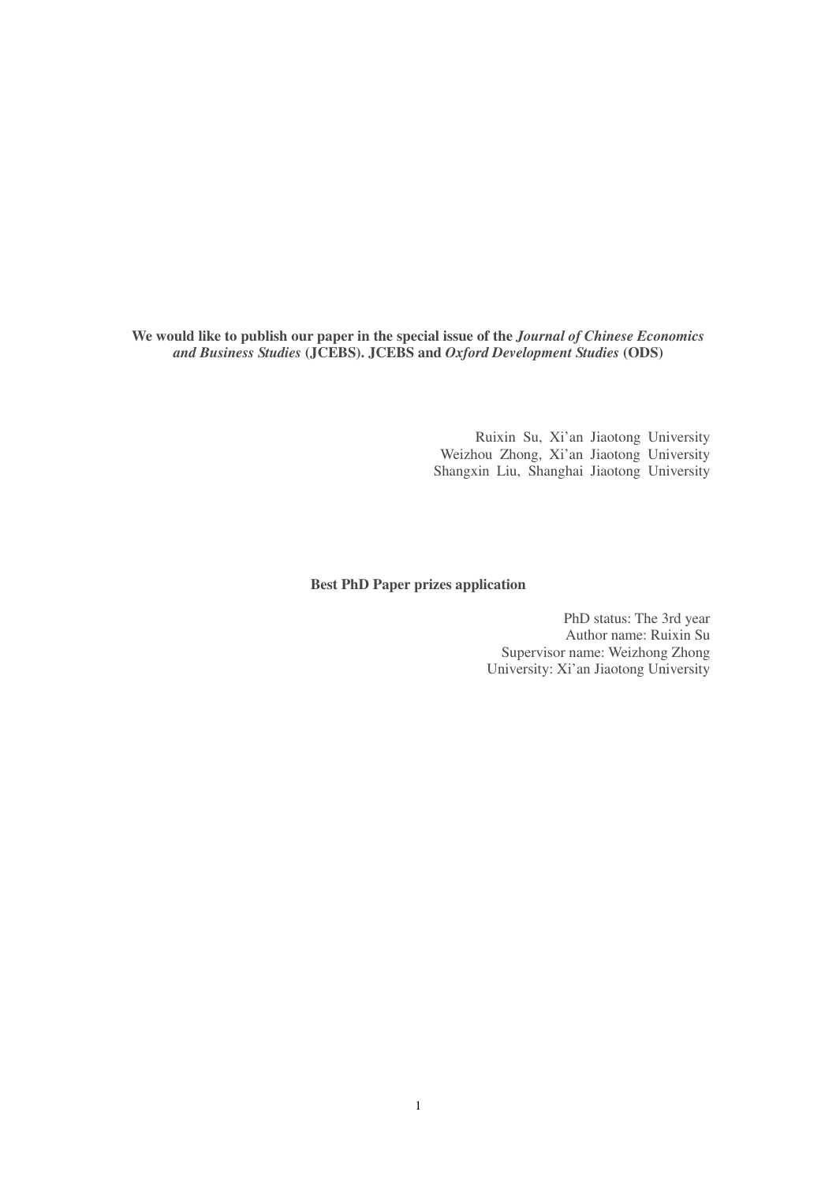**We would like to publish our paper in the special issue of the *Journal of Chinese Economics and Business Studies* (JCEBS). JCEBS and *Oxford Development Studies* (ODS)**

Ruixin Su, Xi'an Jiaotong University
Weizhou Zhong, Xi'an Jiaotong University
Shangxin Liu, Shanghai Jiaotong University

**Best PhD Paper prizes application**

PhD status: The 3rd year
Author name: Ruixin Su
Supervisor name: Weizhong Zhong
University: Xi'an Jiaotong University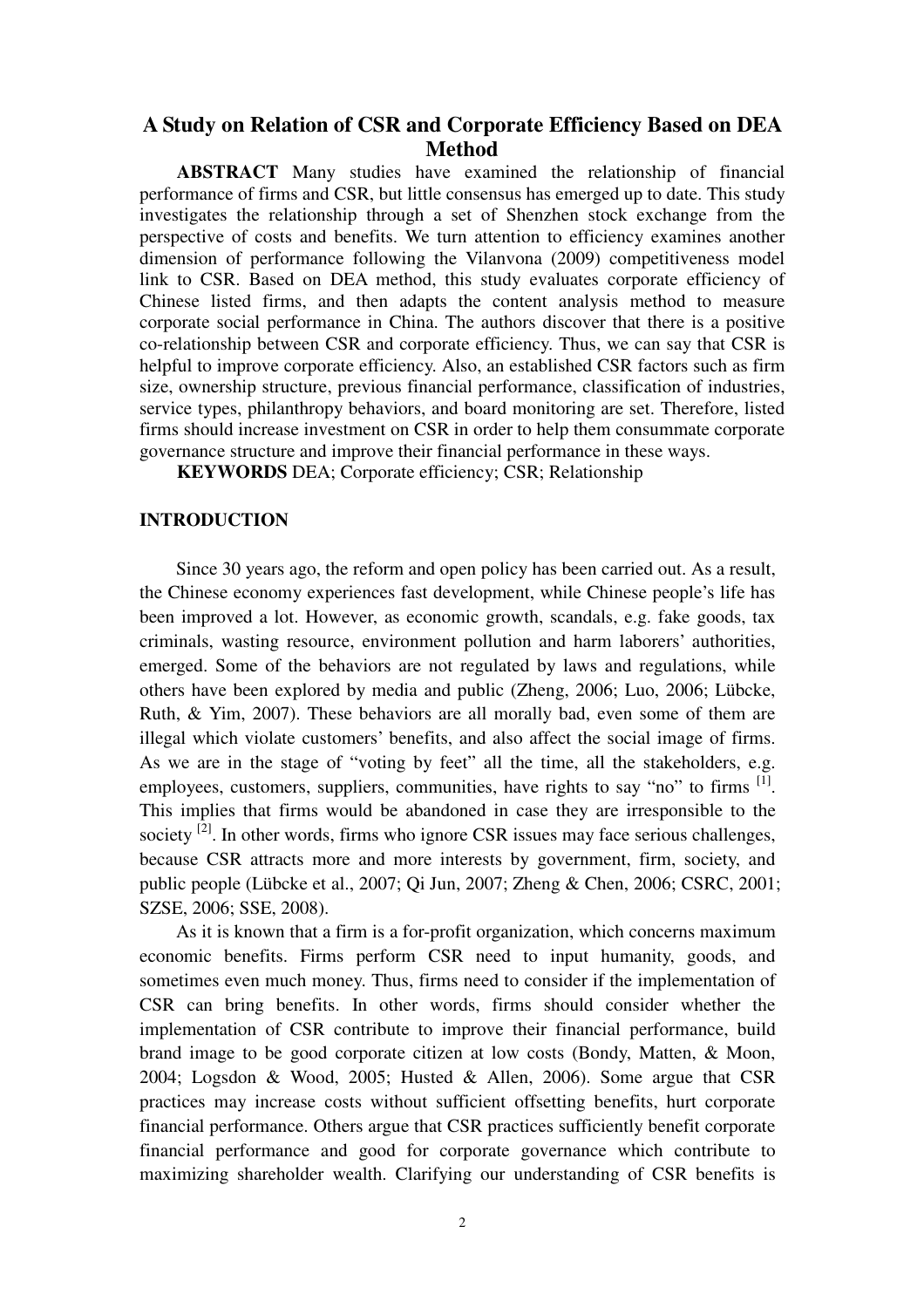# A Study on Relation of CSR and Corporate Efficiency Based on DEA Method

**ABSTRACT** Many studies have examined the relationship of financial performance of firms and CSR, but little consensus has emerged up to date. This study investigates the relationship through a set of Shenzhen stock exchange from the perspective of costs and benefits. We turn attention to efficiency examines another dimension of performance following the Vilanvona (2009) competitiveness model link to CSR. Based on DEA method, this study evaluates corporate efficiency of Chinese listed firms, and then adapts the content analysis method to measure corporate social performance in China. The authors discover that there is a positive co-relationship between CSR and corporate efficiency. Thus, we can say that CSR is helpful to improve corporate efficiency. Also, an established CSR factors such as firm size, ownership structure, previous financial performance, classification of industries, service types, philanthropy behaviors, and board monitoring are set. Therefore, listed firms should increase investment on CSR in order to help them consummate corporate governance structure and improve their financial performance in these ways.

**KEYWORDS** DEA; Corporate efficiency; CSR; Relationship

## INTRODUCTION

Since 30 years ago, the reform and open policy has been carried out. As a result, the Chinese economy experiences fast development, while Chinese people's life has been improved a lot. However, as economic growth, scandals, e.g. fake goods, tax criminals, wasting resource, environment pollution and harm laborers' authorities, emerged. Some of the behaviors are not regulated by laws and regulations, while others have been explored by media and public (Zheng, 2006; Luo, 2006; Lübcke, Ruth, & Yim, 2007). These behaviors are all morally bad, even some of them are illegal which violate customers' benefits, and also affect the social image of firms. As we are in the stage of "voting by feet" all the time, all the stakeholders, e.g. employees, customers, suppliers, communities, have rights to say "no" to firms [1]. This implies that firms would be abandoned in case they are irresponsible to the society [2]. In other words, firms who ignore CSR issues may face serious challenges, because CSR attracts more and more interests by government, firm, society, and public people (Lübcke et al., 2007; Qi Jun, 2007; Zheng & Chen, 2006; CSRC, 2001; SZSE, 2006; SSE, 2008).

As it is known that a firm is a for-profit organization, which concerns maximum economic benefits. Firms perform CSR need to input humanity, goods, and sometimes even much money. Thus, firms need to consider if the implementation of CSR can bring benefits. In other words, firms should consider whether the implementation of CSR contribute to improve their financial performance, build brand image to be good corporate citizen at low costs (Bondy, Matten, & Moon, 2004; Logsdon & Wood, 2005; Husted & Allen, 2006). Some argue that CSR practices may increase costs without sufficient offsetting benefits, hurt corporate financial performance. Others argue that CSR practices sufficiently benefit corporate financial performance and good for corporate governance which contribute to maximizing shareholder wealth. Clarifying our understanding of CSR benefits is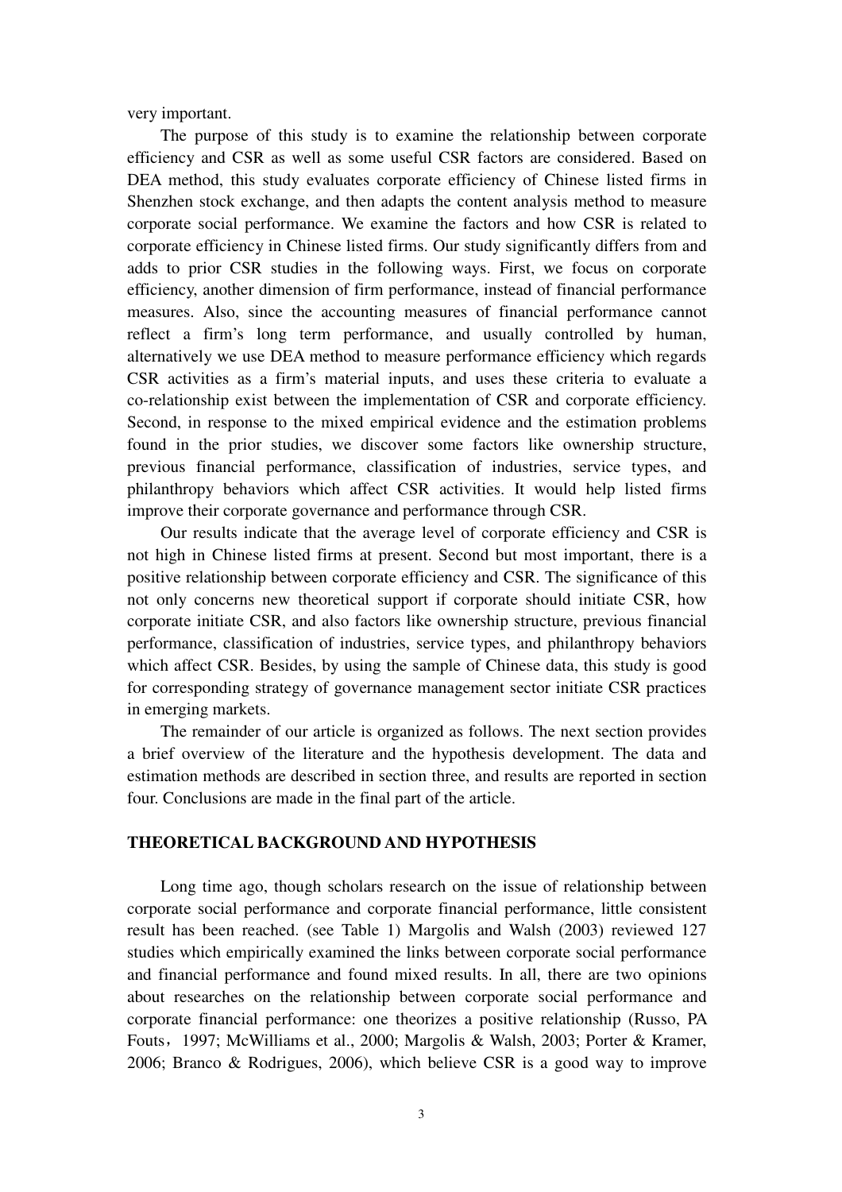very important.

The purpose of this study is to examine the relationship between corporate efficiency and CSR as well as some useful CSR factors are considered. Based on DEA method, this study evaluates corporate efficiency of Chinese listed firms in Shenzhen stock exchange, and then adapts the content analysis method to measure corporate social performance. We examine the factors and how CSR is related to corporate efficiency in Chinese listed firms. Our study significantly differs from and adds to prior CSR studies in the following ways. First, we focus on corporate efficiency, another dimension of firm performance, instead of financial performance measures. Also, since the accounting measures of financial performance cannot reflect a firm's long term performance, and usually controlled by human, alternatively we use DEA method to measure performance efficiency which regards CSR activities as a firm's material inputs, and uses these criteria to evaluate a co-relationship exist between the implementation of CSR and corporate efficiency. Second, in response to the mixed empirical evidence and the estimation problems found in the prior studies, we discover some factors like ownership structure, previous financial performance, classification of industries, service types, and philanthropy behaviors which affect CSR activities. It would help listed firms improve their corporate governance and performance through CSR.

Our results indicate that the average level of corporate efficiency and CSR is not high in Chinese listed firms at present. Second but most important, there is a positive relationship between corporate efficiency and CSR. The significance of this not only concerns new theoretical support if corporate should initiate CSR, how corporate initiate CSR, and also factors like ownership structure, previous financial performance, classification of industries, service types, and philanthropy behaviors which affect CSR. Besides, by using the sample of Chinese data, this study is good for corresponding strategy of governance management sector initiate CSR practices in emerging markets.

The remainder of our article is organized as follows. The next section provides a brief overview of the literature and the hypothesis development. The data and estimation methods are described in section three, and results are reported in section four. Conclusions are made in the final part of the article.

## THEORETICAL BACKGROUND AND HYPOTHESIS

Long time ago, though scholars research on the issue of relationship between corporate social performance and corporate financial performance, little consistent result has been reached. (see Table 1) Margolis and Walsh (2003) reviewed 127 studies which empirically examined the links between corporate social performance and financial performance and found mixed results. In all, there are two opinions about researches on the relationship between corporate social performance and corporate financial performance: one theorizes a positive relationship (Russo, PA Fouts，1997; McWilliams et al., 2000; Margolis & Walsh, 2003; Porter & Kramer, 2006; Branco & Rodrigues, 2006), which believe CSR is a good way to improve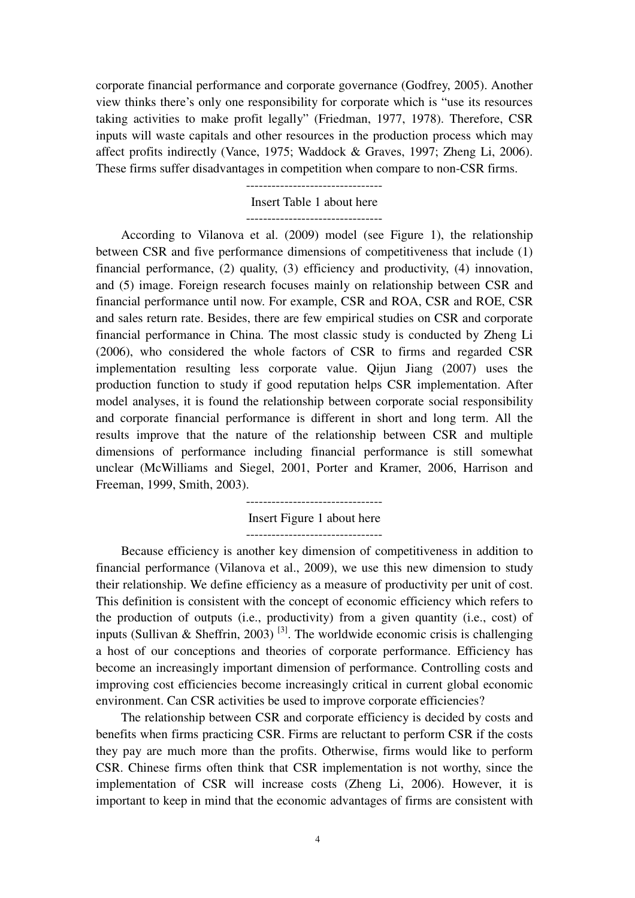corporate financial performance and corporate governance (Godfrey, 2005). Another view thinks there's only one responsibility for corporate which is "use its resources taking activities to make profit legally" (Friedman, 1977, 1978). Therefore, CSR inputs will waste capitals and other resources in the production process which may affect profits indirectly (Vance, 1975; Waddock & Graves, 1997; Zheng Li, 2006). These firms suffer disadvantages in competition when compare to non-CSR firms.

--------------------------------

Insert Table 1 about here

--------------------------------

According to Vilanova et al. (2009) model (see Figure 1), the relationship between CSR and five performance dimensions of competitiveness that include (1) financial performance, (2) quality, (3) efficiency and productivity, (4) innovation, and (5) image. Foreign research focuses mainly on relationship between CSR and financial performance until now. For example, CSR and ROA, CSR and ROE, CSR and sales return rate. Besides, there are few empirical studies on CSR and corporate financial performance in China. The most classic study is conducted by Zheng Li (2006), who considered the whole factors of CSR to firms and regarded CSR implementation resulting less corporate value. Qijun Jiang (2007) uses the production function to study if good reputation helps CSR implementation. After model analyses, it is found the relationship between corporate social responsibility and corporate financial performance is different in short and long term. All the results improve that the nature of the relationship between CSR and multiple dimensions of performance including financial performance is still somewhat unclear (McWilliams and Siegel, 2001, Porter and Kramer, 2006, Harrison and Freeman, 1999, Smith, 2003).

--------------------------------

Insert Figure 1 about here

--------------------------------

Because efficiency is another key dimension of competitiveness in addition to financial performance (Vilanova et al., 2009), we use this new dimension to study their relationship. We define efficiency as a measure of productivity per unit of cost. This definition is consistent with the concept of economic efficiency which refers to the production of outputs (i.e., productivity) from a given quantity (i.e., cost) of inputs (Sullivan & Sheffrin, 2003) [3]. The worldwide economic crisis is challenging a host of our conceptions and theories of corporate performance. Efficiency has become an increasingly important dimension of performance. Controlling costs and improving cost efficiencies become increasingly critical in current global economic environment. Can CSR activities be used to improve corporate efficiencies?

The relationship between CSR and corporate efficiency is decided by costs and benefits when firms practicing CSR. Firms are reluctant to perform CSR if the costs they pay are much more than the profits. Otherwise, firms would like to perform CSR. Chinese firms often think that CSR implementation is not worthy, since the implementation of CSR will increase costs (Zheng Li, 2006). However, it is important to keep in mind that the economic advantages of firms are consistent with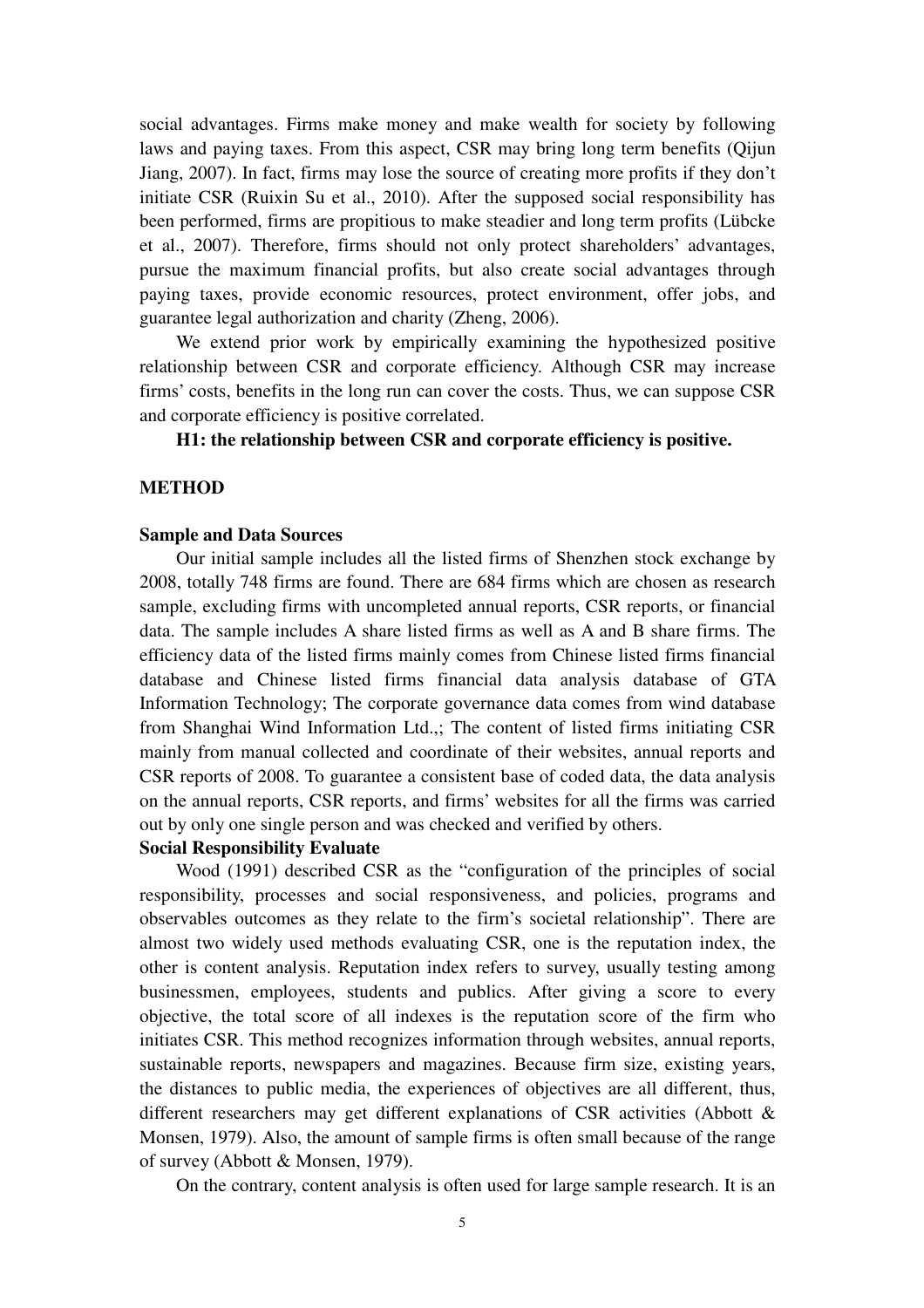social advantages. Firms make money and make wealth for society by following laws and paying taxes. From this aspect, CSR may bring long term benefits (Qijun Jiang, 2007). In fact, firms may lose the source of creating more profits if they don't initiate CSR (Ruixin Su et al., 2010). After the supposed social responsibility has been performed, firms are propitious to make steadier and long term profits (Lübcke et al., 2007). Therefore, firms should not only protect shareholders' advantages, pursue the maximum financial profits, but also create social advantages through paying taxes, provide economic resources, protect environment, offer jobs, and guarantee legal authorization and charity (Zheng, 2006).

We extend prior work by empirically examining the hypothesized positive relationship between CSR and corporate efficiency. Although CSR may increase firms' costs, benefits in the long run can cover the costs. Thus, we can suppose CSR and corporate efficiency is positive correlated.

**H1: the relationship between CSR and corporate efficiency is positive.**

## METHOD

### Sample and Data Sources

Our initial sample includes all the listed firms of Shenzhen stock exchange by 2008, totally 748 firms are found. There are 684 firms which are chosen as research sample, excluding firms with uncompleted annual reports, CSR reports, or financial data. The sample includes A share listed firms as well as A and B share firms. The efficiency data of the listed firms mainly comes from Chinese listed firms financial database and Chinese listed firms financial data analysis database of GTA Information Technology; The corporate governance data comes from wind database from Shanghai Wind Information Ltd.,; The content of listed firms initiating CSR mainly from manual collected and coordinate of their websites, annual reports and CSR reports of 2008. To guarantee a consistent base of coded data, the data analysis on the annual reports, CSR reports, and firms' websites for all the firms was carried out by only one single person and was checked and verified by others.

### Social Responsibility Evaluate

Wood (1991) described CSR as the "configuration of the principles of social responsibility, processes and social responsiveness, and policies, programs and observables outcomes as they relate to the firm's societal relationship". There are almost two widely used methods evaluating CSR, one is the reputation index, the other is content analysis. Reputation index refers to survey, usually testing among businessmen, employees, students and publics. After giving a score to every objective, the total score of all indexes is the reputation score of the firm who initiates CSR. This method recognizes information through websites, annual reports, sustainable reports, newspapers and magazines. Because firm size, existing years, the distances to public media, the experiences of objectives are all different, thus, different researchers may get different explanations of CSR activities (Abbott & Monsen, 1979). Also, the amount of sample firms is often small because of the range of survey (Abbott & Monsen, 1979).

On the contrary, content analysis is often used for large sample research. It is an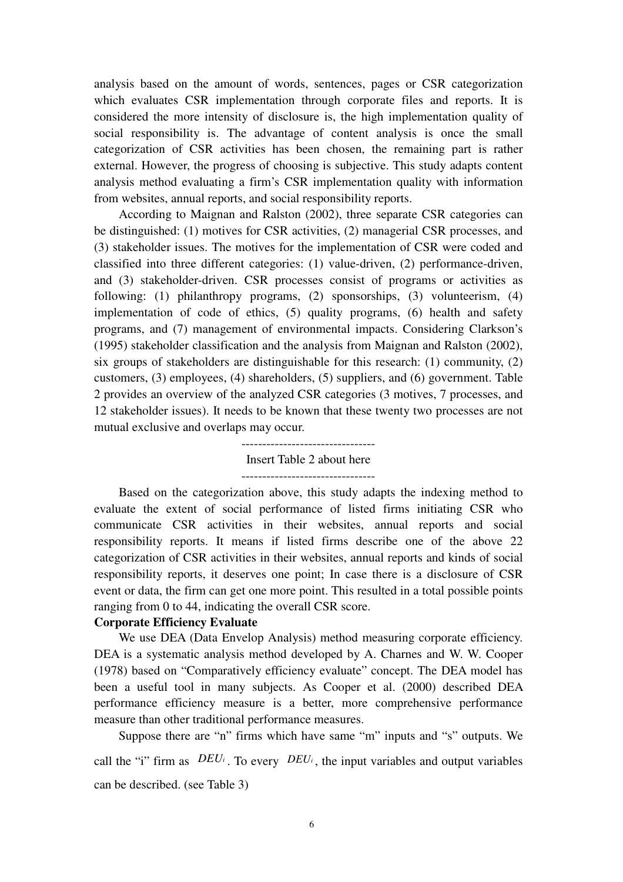analysis based on the amount of words, sentences, pages or CSR categorization which evaluates CSR implementation through corporate files and reports. It is considered the more intensity of disclosure is, the high implementation quality of social responsibility is. The advantage of content analysis is once the small categorization of CSR activities has been chosen, the remaining part is rather external. However, the progress of choosing is subjective. This study adapts content analysis method evaluating a firm's CSR implementation quality with information from websites, annual reports, and social responsibility reports.

According to Maignan and Ralston (2002), three separate CSR categories can be distinguished: (1) motives for CSR activities, (2) managerial CSR processes, and (3) stakeholder issues. The motives for the implementation of CSR were coded and classified into three different categories: (1) value-driven, (2) performance-driven, and (3) stakeholder-driven. CSR processes consist of programs or activities as following: (1) philanthropy programs, (2) sponsorships, (3) volunteerism, (4) implementation of code of ethics, (5) quality programs, (6) health and safety programs, and (7) management of environmental impacts. Considering Clarkson's (1995) stakeholder classification and the analysis from Maignan and Ralston (2002), six groups of stakeholders are distinguishable for this research: (1) community, (2) customers, (3) employees, (4) shareholders, (5) suppliers, and (6) government. Table 2 provides an overview of the analyzed CSR categories (3 motives, 7 processes, and 12 stakeholder issues). It needs to be known that these twenty two processes are not mutual exclusive and overlaps may occur.

--------------------------------

Insert Table 2 about here

--------------------------------

Based on the categorization above, this study adapts the indexing method to evaluate the extent of social performance of listed firms initiating CSR who communicate CSR activities in their websites, annual reports and social responsibility reports. It means if listed firms describe one of the above 22 categorization of CSR activities in their websites, annual reports and kinds of social responsibility reports, it deserves one point; In case there is a disclosure of CSR event or data, the firm can get one more point. This resulted in a total possible points ranging from 0 to 44, indicating the overall CSR score.

**Corporate Efficiency Evaluate**

We use DEA (Data Envelop Analysis) method measuring corporate efficiency. DEA is a systematic analysis method developed by A. Charnes and W. W. Cooper (1978) based on "Comparatively efficiency evaluate" concept. The DEA model has been a useful tool in many subjects. As Cooper et al. (2000) described DEA performance efficiency measure is a better, more comprehensive performance measure than other traditional performance measures.

Suppose there are "n" firms which have same "m" inputs and "s" outputs. We call the "i" firm as $DEU_i$. To every $DEU_i$, the input variables and output variables can be described. (see Table 3)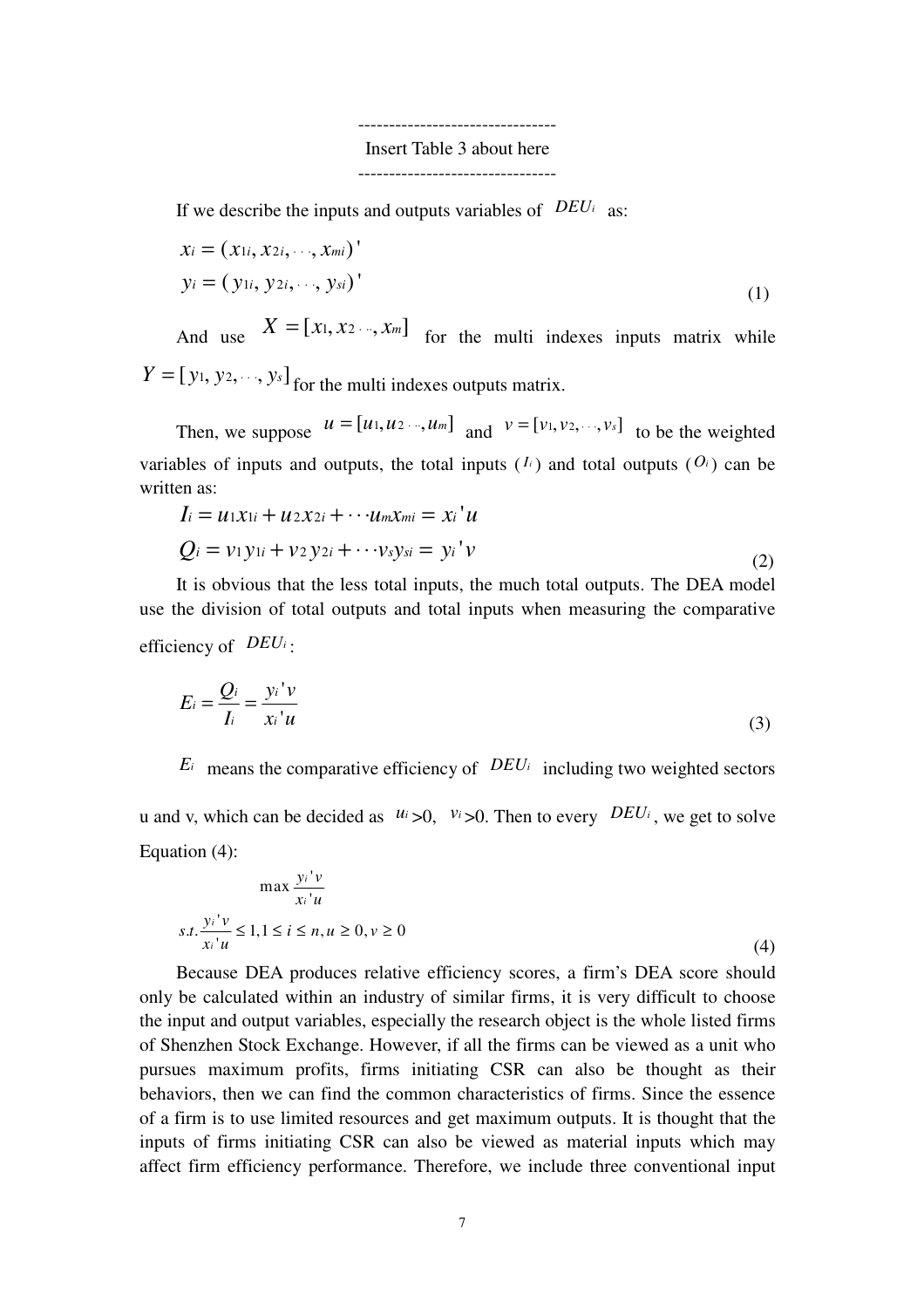--------------------------------
Insert Table 3 about here
--------------------------------

If we describe the inputs and outputs variables of $DEU_i$ as:

$$x_i = (x_{1i}, x_{2i}, \cdots, x_{mi})'$$
$$y_i = (y_{1i}, y_{2i}, \cdots, y_{si})' \tag{1}$$

And use $X = [x_1, x_2 \cdots, x_m]$ for the multi indexes inputs matrix while $Y = [y_1, y_2, \cdots, y_s]$ for the multi indexes outputs matrix.

Then, we suppose $u = [u_1, u_2 \cdots, u_m]$ and $v = [v_1, v_2, \cdots, v_s]$ to be the weighted variables of inputs and outputs, the total inputs ($I_i$) and total outputs ($O_i$) can be written as:

$$I_i = u_1 x_{1i} + u_2 x_{2i} + \cdots u_m x_{mi} = x_i' u$$
$$Q_i = v_1 y_{1i} + v_2 y_{2i} + \cdots v_s y_{si} = y_i' v \tag{2}$$

It is obvious that the less total inputs, the much total outputs. The DEA model use the division of total outputs and total inputs when measuring the comparative efficiency of $DEU_i$:

$$E_i = \frac{Q_i}{I_i} = \frac{y_i' v}{x_i' u} \tag{3}$$

$E_i$ means the comparative efficiency of $DEU_i$ including two weighted sectors u and v, which can be decided as $u_i > 0$, $v_i > 0$. Then to every $DEU_i$, we get to solve Equation (4):

$$\max \frac{y_i' v}{x_i' u}$$
$$s.t. \frac{y_i' v}{x_i' u} \leq 1, 1 \leq i \leq n, u \geq 0, v \geq 0 \tag{4}$$

Because DEA produces relative efficiency scores, a firm's DEA score should only be calculated within an industry of similar firms, it is very difficult to choose the input and output variables, especially the research object is the whole listed firms of Shenzhen Stock Exchange. However, if all the firms can be viewed as a unit who pursues maximum profits, firms initiating CSR can also be thought as their behaviors, then we can find the common characteristics of firms. Since the essence of a firm is to use limited resources and get maximum outputs. It is thought that the inputs of firms initiating CSR can also be viewed as material inputs which may affect firm efficiency performance. Therefore, we include three conventional input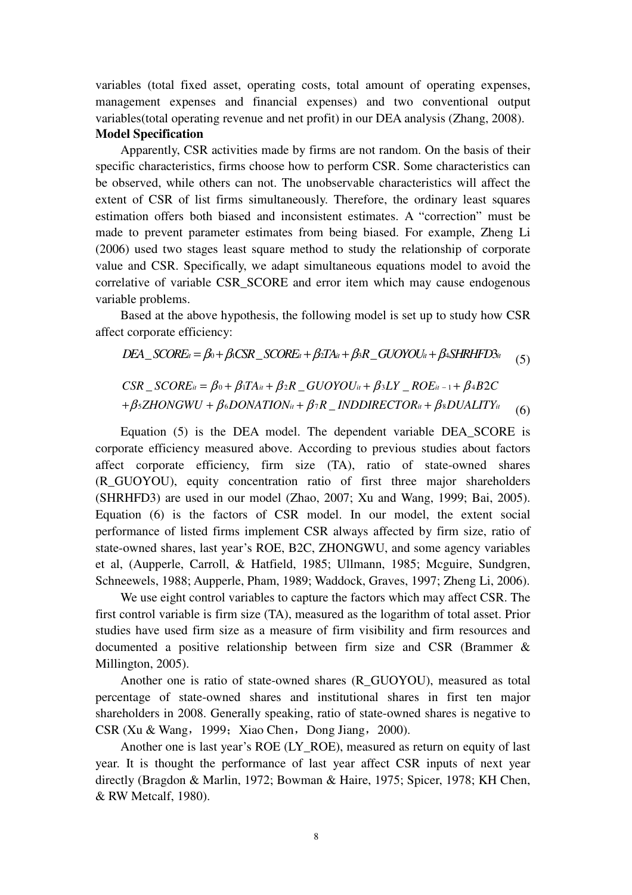variables (total fixed asset, operating costs, total amount of operating expenses, management expenses and financial expenses) and two conventional output variables(total operating revenue and net profit) in our DEA analysis (Zhang, 2008).

**Model Specification**

Apparently, CSR activities made by firms are not random. On the basis of their specific characteristics, firms choose how to perform CSR. Some characteristics can be observed, while others can not. The unobservable characteristics will affect the extent of CSR of list firms simultaneously. Therefore, the ordinary least squares estimation offers both biased and inconsistent estimates. A "correction" must be made to prevent parameter estimates from being biased. For example, Zheng Li (2006) used two stages least square method to study the relationship of corporate value and CSR. Specifically, we adapt simultaneous equations model to avoid the correlative of variable CSR_SCORE and error item which may cause endogenous variable problems.

Based at the above hypothesis, the following model is set up to study how CSR affect corporate efficiency:

$$DEA\_SCORE_{it} = \beta_0 + \beta_1 CSR\_SCORE_{it} + \beta_2 TA_{it} + \beta_3 R\_GUOYOU_{it} + \beta_4 SHRHFD3_{it} \quad (5)$$

$$CSR\_SCORE_{it} = \beta_0 + \beta_1 TA_{it} + \beta_2 R\_GUOYOU_{it} + \beta_3 LY\_ROE_{it-1} + \beta_4 B2C + \beta_5 ZHONGWU + \beta_6 DONATION_{it} + \beta_7 R\_INDDIRECTOR_{it} + \beta_8 DUALITY_{it} \quad (6)$$

Equation (5) is the DEA model. The dependent variable DEA_SCORE is corporate efficiency measured above. According to previous studies about factors affect corporate efficiency, firm size (TA), ratio of state-owned shares (R_GUOYOU), equity concentration ratio of first three major shareholders (SHRHFD3) are used in our model (Zhao, 2007; Xu and Wang, 1999; Bai, 2005). Equation (6) is the factors of CSR model. In our model, the extent social performance of listed firms implement CSR always affected by firm size, ratio of state-owned shares, last year's ROE, B2C, ZHONGWU, and some agency variables et al, (Aupperle, Carroll, & Hatfield, 1985; Ullmann, 1985; Mcguire, Sundgren, Schneewels, 1988; Aupperle, Pham, 1989; Waddock, Graves, 1997; Zheng Li, 2006).

We use eight control variables to capture the factors which may affect CSR. The first control variable is firm size (TA), measured as the logarithm of total asset. Prior studies have used firm size as a measure of firm visibility and firm resources and documented a positive relationship between firm size and CSR (Brammer & Millington, 2005).

Another one is ratio of state-owned shares (R_GUOYOU), measured as total percentage of state-owned shares and institutional shares in first ten major shareholders in 2008. Generally speaking, ratio of state-owned shares is negative to CSR (Xu & Wang，1999；Xiao Chen，Dong Jiang，2000).

Another one is last year's ROE (LY_ROE), measured as return on equity of last year. It is thought the performance of last year affect CSR inputs of next year directly (Bragdon & Marlin, 1972; Bowman & Haire, 1975; Spicer, 1978; KH Chen, & RW Metcalf, 1980).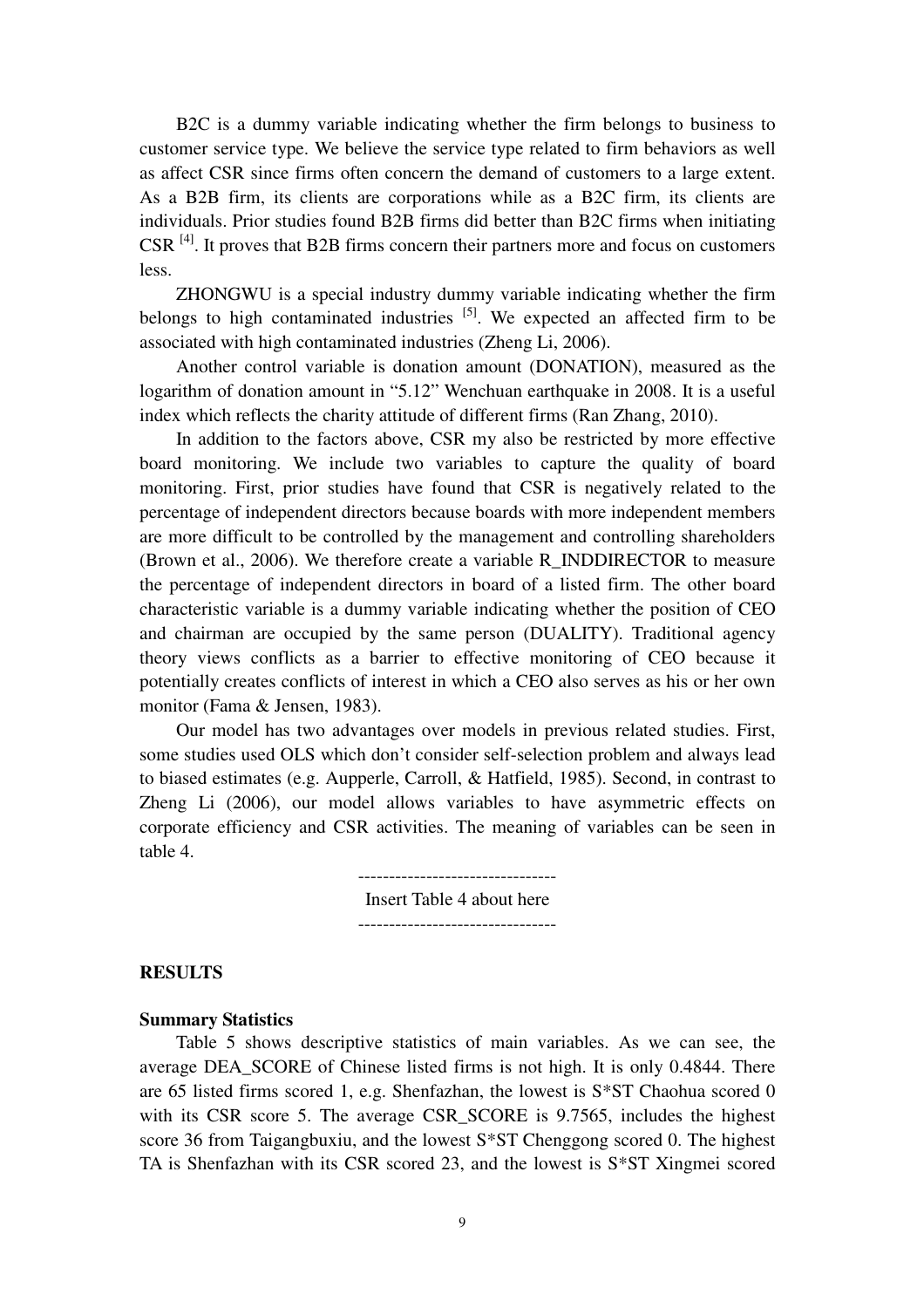B2C is a dummy variable indicating whether the firm belongs to business to customer service type. We believe the service type related to firm behaviors as well as affect CSR since firms often concern the demand of customers to a large extent. As a B2B firm, its clients are corporations while as a B2C firm, its clients are individuals. Prior studies found B2B firms did better than B2C firms when initiating CSR [4]. It proves that B2B firms concern their partners more and focus on customers less.

ZHONGWU is a special industry dummy variable indicating whether the firm belongs to high contaminated industries [5]. We expected an affected firm to be associated with high contaminated industries (Zheng Li, 2006).

Another control variable is donation amount (DONATION), measured as the logarithm of donation amount in "5.12" Wenchuan earthquake in 2008. It is a useful index which reflects the charity attitude of different firms (Ran Zhang, 2010).

In addition to the factors above, CSR my also be restricted by more effective board monitoring. We include two variables to capture the quality of board monitoring. First, prior studies have found that CSR is negatively related to the percentage of independent directors because boards with more independent members are more difficult to be controlled by the management and controlling shareholders (Brown et al., 2006). We therefore create a variable R_INDDIRECTOR to measure the percentage of independent directors in board of a listed firm. The other board characteristic variable is a dummy variable indicating whether the position of CEO and chairman are occupied by the same person (DUALITY). Traditional agency theory views conflicts as a barrier to effective monitoring of CEO because it potentially creates conflicts of interest in which a CEO also serves as his or her own monitor (Fama & Jensen, 1983).

Our model has two advantages over models in previous related studies. First, some studies used OLS which don't consider self-selection problem and always lead to biased estimates (e.g. Aupperle, Carroll, & Hatfield, 1985). Second, in contrast to Zheng Li (2006), our model allows variables to have asymmetric effects on corporate efficiency and CSR activities. The meaning of variables can be seen in table 4.

--------------------------------

Insert Table 4 about here

--------------------------------

## RESULTS

### Summary Statistics

Table 5 shows descriptive statistics of main variables. As we can see, the average DEA_SCORE of Chinese listed firms is not high. It is only 0.4844. There are 65 listed firms scored 1, e.g. Shenfazhan, the lowest is S*ST Chaohua scored 0 with its CSR score 5. The average CSR_SCORE is 9.7565, includes the highest score 36 from Taigangbuxiu, and the lowest S*ST Chenggong scored 0. The highest TA is Shenfazhan with its CSR scored 23, and the lowest is S*ST Xingmei scored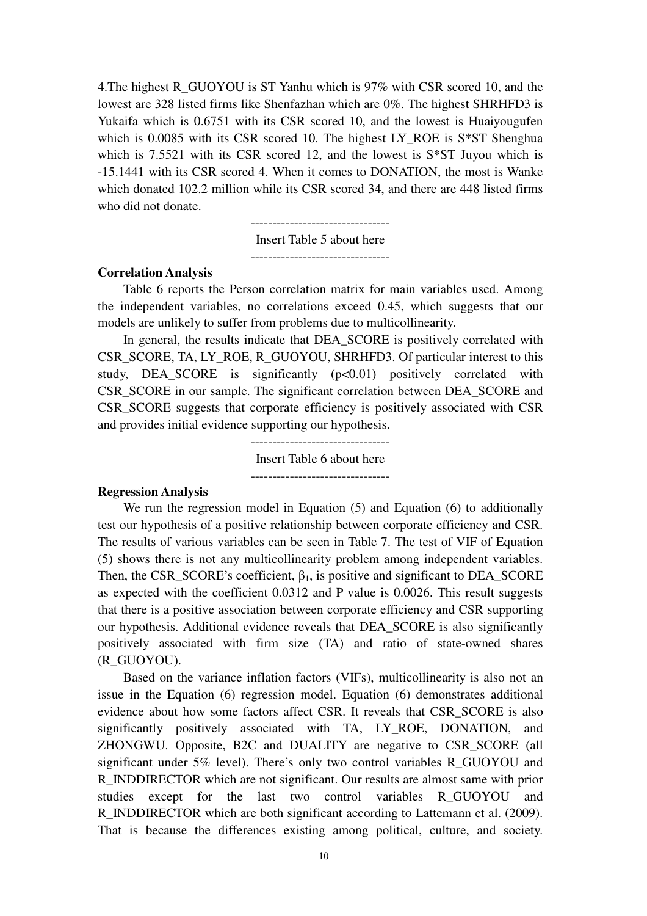4.The highest R_GUOYOU is ST Yanhu which is 97% with CSR scored 10, and the lowest are 328 listed firms like Shenfazhan which are 0%. The highest SHRHFD3 is Yukaifa which is 0.6751 with its CSR scored 10, and the lowest is Huaiyougufen which is 0.0085 with its CSR scored 10. The highest LY_ROE is S*ST Shenghua which is 7.5521 with its CSR scored 12, and the lowest is S*ST Juyou which is -15.1441 with its CSR scored 4. When it comes to DONATION, the most is Wanke which donated 102.2 million while its CSR scored 34, and there are 448 listed firms who did not donate.

--------------------------------

Insert Table 5 about here

--------------------------------

**Correlation Analysis**

Table 6 reports the Person correlation matrix for main variables used. Among the independent variables, no correlations exceed 0.45, which suggests that our models are unlikely to suffer from problems due to multicollinearity.

In general, the results indicate that DEA_SCORE is positively correlated with CSR_SCORE, TA, LY_ROE, R_GUOYOU, SHRHFD3. Of particular interest to this study, DEA_SCORE is significantly ($p<0.01$) positively correlated with CSR_SCORE in our sample. The significant correlation between DEA_SCORE and CSR_SCORE suggests that corporate efficiency is positively associated with CSR and provides initial evidence supporting our hypothesis.

--------------------------------

Insert Table 6 about here

--------------------------------

**Regression Analysis**

We run the regression model in Equation (5) and Equation (6) to additionally test our hypothesis of a positive relationship between corporate efficiency and CSR. The results of various variables can be seen in Table 7. The test of VIF of Equation (5) shows there is not any multicollinearity problem among independent variables. Then, the CSR_SCORE's coefficient, $\beta_1$, is positive and significant to DEA_SCORE as expected with the coefficient 0.0312 and P value is 0.0026. This result suggests that there is a positive association between corporate efficiency and CSR supporting our hypothesis. Additional evidence reveals that DEA_SCORE is also significantly positively associated with firm size (TA) and ratio of state-owned shares (R_GUOYOU).

Based on the variance inflation factors (VIFs), multicollinearity is also not an issue in the Equation (6) regression model. Equation (6) demonstrates additional evidence about how some factors affect CSR. It reveals that CSR_SCORE is also significantly positively associated with TA, LY_ROE, DONATION, and ZHONGWU. Opposite, B2C and DUALITY are negative to CSR_SCORE (all significant under 5% level). There's only two control variables R_GUOYOU and R_INDDIRECTOR which are not significant. Our results are almost same with prior studies except for the last two control variables R_GUOYOU and R_INDDIRECTOR which are both significant according to Lattemann et al. (2009). That is because the differences existing among political, culture, and society.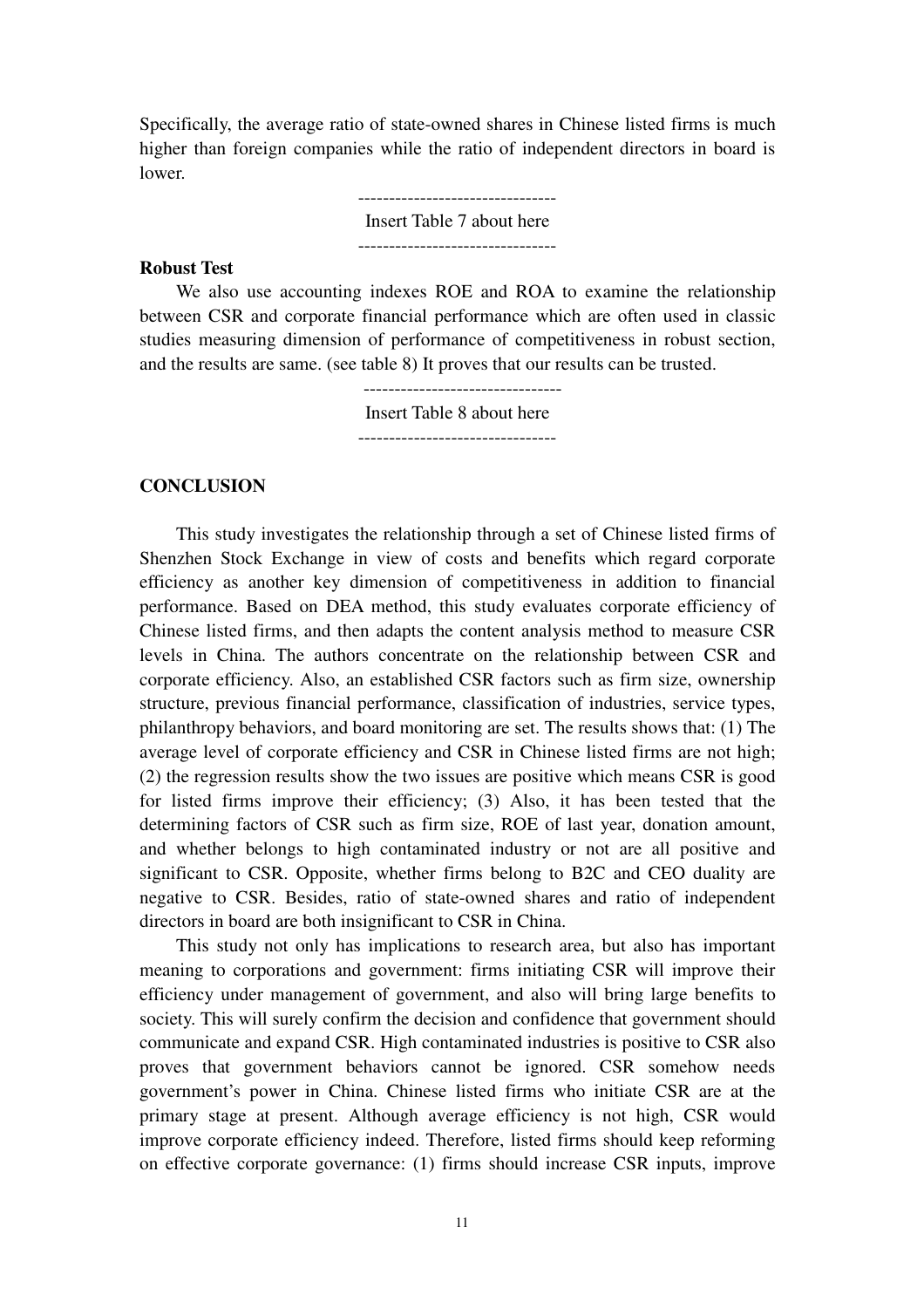Specifically, the average ratio of state-owned shares in Chinese listed firms is much higher than foreign companies while the ratio of independent directors in board is lower.

--------------------------------

Insert Table 7 about here

--------------------------------

**Robust Test**

We also use accounting indexes ROE and ROA to examine the relationship between CSR and corporate financial performance which are often used in classic studies measuring dimension of performance of competitiveness in robust section, and the results are same. (see table 8) It proves that our results can be trusted.

--------------------------------

Insert Table 8 about here

--------------------------------

## CONCLUSION

This study investigates the relationship through a set of Chinese listed firms of Shenzhen Stock Exchange in view of costs and benefits which regard corporate efficiency as another key dimension of competitiveness in addition to financial performance. Based on DEA method, this study evaluates corporate efficiency of Chinese listed firms, and then adapts the content analysis method to measure CSR levels in China. The authors concentrate on the relationship between CSR and corporate efficiency. Also, an established CSR factors such as firm size, ownership structure, previous financial performance, classification of industries, service types, philanthropy behaviors, and board monitoring are set. The results shows that: (1) The average level of corporate efficiency and CSR in Chinese listed firms are not high; (2) the regression results show the two issues are positive which means CSR is good for listed firms improve their efficiency; (3) Also, it has been tested that the determining factors of CSR such as firm size, ROE of last year, donation amount, and whether belongs to high contaminated industry or not are all positive and significant to CSR. Opposite, whether firms belong to B2C and CEO duality are negative to CSR. Besides, ratio of state-owned shares and ratio of independent directors in board are both insignificant to CSR in China.

This study not only has implications to research area, but also has important meaning to corporations and government: firms initiating CSR will improve their efficiency under management of government, and also will bring large benefits to society. This will surely confirm the decision and confidence that government should communicate and expand CSR. High contaminated industries is positive to CSR also proves that government behaviors cannot be ignored. CSR somehow needs government's power in China. Chinese listed firms who initiate CSR are at the primary stage at present. Although average efficiency is not high, CSR would improve corporate efficiency indeed. Therefore, listed firms should keep reforming on effective corporate governance: (1) firms should increase CSR inputs, improve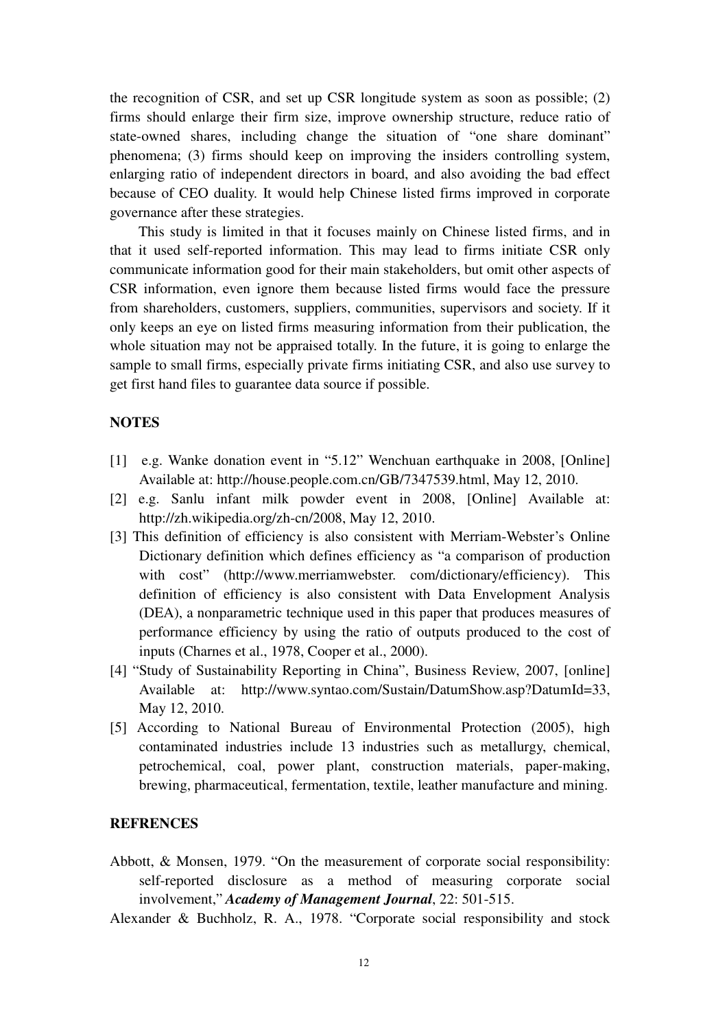the recognition of CSR, and set up CSR longitude system as soon as possible; (2) firms should enlarge their firm size, improve ownership structure, reduce ratio of state-owned shares, including change the situation of "one share dominant" phenomena; (3) firms should keep on improving the insiders controlling system, enlarging ratio of independent directors in board, and also avoiding the bad effect because of CEO duality. It would help Chinese listed firms improved in corporate governance after these strategies.

This study is limited in that it focuses mainly on Chinese listed firms, and in that it used self-reported information. This may lead to firms initiate CSR only communicate information good for their main stakeholders, but omit other aspects of CSR information, even ignore them because listed firms would face the pressure from shareholders, customers, suppliers, communities, supervisors and society. If it only keeps an eye on listed firms measuring information from their publication, the whole situation may not be appraised totally. In the future, it is going to enlarge the sample to small firms, especially private firms initiating CSR, and also use survey to get first hand files to guarantee data source if possible.

## NOTES

[1] e.g. Wanke donation event in "5.12" Wenchuan earthquake in 2008, [Online] Available at: http://house.people.com.cn/GB/7347539.html, May 12, 2010.

[2] e.g. Sanlu infant milk powder event in 2008, [Online] Available at: http://zh.wikipedia.org/zh-cn/2008, May 12, 2010.

[3] This definition of efficiency is also consistent with Merriam-Webster's Online Dictionary definition which defines efficiency as "a comparison of production with cost" (http://www.merriamwebster. com/dictionary/efficiency). This definition of efficiency is also consistent with Data Envelopment Analysis (DEA), a nonparametric technique used in this paper that produces measures of performance efficiency by using the ratio of outputs produced to the cost of inputs (Charnes et al., 1978, Cooper et al., 2000).

[4] "Study of Sustainability Reporting in China", Business Review, 2007, [online] Available at: http://www.syntao.com/Sustain/DatumShow.asp?DatumId=33, May 12, 2010.

[5] According to National Bureau of Environmental Protection (2005), high contaminated industries include 13 industries such as metallurgy, chemical, petrochemical, coal, power plant, construction materials, paper-making, brewing, pharmaceutical, fermentation, textile, leather manufacture and mining.

## REFRENCES

Abbott, & Monsen, 1979. "On the measurement of corporate social responsibility: self-reported disclosure as a method of measuring corporate social involvement," ***Academy of Management Journal***, 22: 501-515.

Alexander & Buchholz, R. A., 1978. "Corporate social responsibility and stock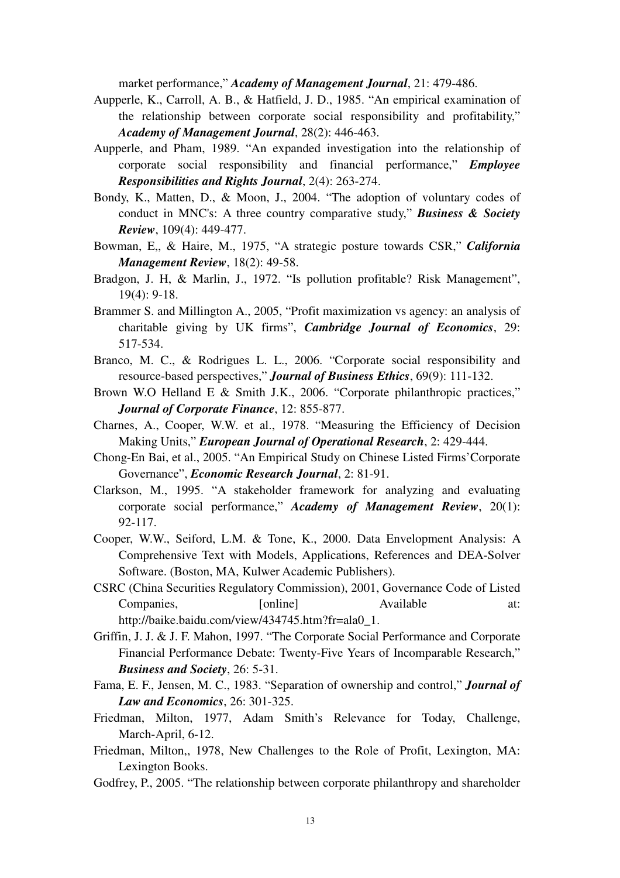market performance," ***Academy of Management Journal***, 21: 479-486.

Aupperle, K., Carroll, A. B., & Hatfield, J. D., 1985. "An empirical examination of the relationship between corporate social responsibility and profitability," ***Academy of Management Journal***, 28(2): 446-463.

Aupperle, and Pham, 1989. "An expanded investigation into the relationship of corporate social responsibility and financial performance," ***Employee Responsibilities and Rights Journal***, 2(4): 263-274.

Bondy, K., Matten, D., & Moon, J., 2004. "The adoption of voluntary codes of conduct in MNC's: A three country comparative study," ***Business & Society Review***, 109(4): 449-477.

Bowman, E,, & Haire, M., 1975, "A strategic posture towards CSR," ***California Management Review***, 18(2): 49-58.

Bradgon, J. H, & Marlin, J., 1972. "Is pollution profitable? Risk Management", 19(4): 9-18.

Brammer S. and Millington A., 2005, "Profit maximization vs agency: an analysis of charitable giving by UK firms", ***Cambridge Journal of Economics***, 29: 517-534.

Branco, M. C., & Rodrigues L. L., 2006. "Corporate social responsibility and resource-based perspectives," ***Journal of Business Ethics***, 69(9): 111-132.

Brown W.O Helland E & Smith J.K., 2006. "Corporate philanthropic practices," ***Journal of Corporate Finance***, 12: 855-877.

Charnes, A., Cooper, W.W. et al., 1978. "Measuring the Efficiency of Decision Making Units," ***European Journal of Operational Research***, 2: 429-444.

Chong-En Bai, et al., 2005. "An Empirical Study on Chinese Listed Firms'Corporate Governance", ***Economic Research Journal***, 2: 81-91.

Clarkson, M., 1995. "A stakeholder framework for analyzing and evaluating corporate social performance," ***Academy of Management Review***, 20(1): 92-117.

Cooper, W.W., Seiford, L.M. & Tone, K., 2000. Data Envelopment Analysis: A Comprehensive Text with Models, Applications, References and DEA-Solver Software. (Boston, MA, Kulwer Academic Publishers).

CSRC (China Securities Regulatory Commission), 2001, Governance Code of Listed Companies, [online] Available at: http://baike.baidu.com/view/434745.htm?fr=ala0_1.

Griffin, J. J. & J. F. Mahon, 1997. "The Corporate Social Performance and Corporate Financial Performance Debate: Twenty-Five Years of Incomparable Research," ***Business and Society***, 26: 5-31.

Fama, E. F., Jensen, M. C., 1983. "Separation of ownership and control," ***Journal of Law and Economics***, 26: 301-325.

Friedman, Milton, 1977, Adam Smith's Relevance for Today, Challenge, March-April, 6-12.

Friedman, Milton,, 1978, New Challenges to the Role of Profit, Lexington, MA: Lexington Books.

Godfrey, P., 2005. "The relationship between corporate philanthropy and shareholder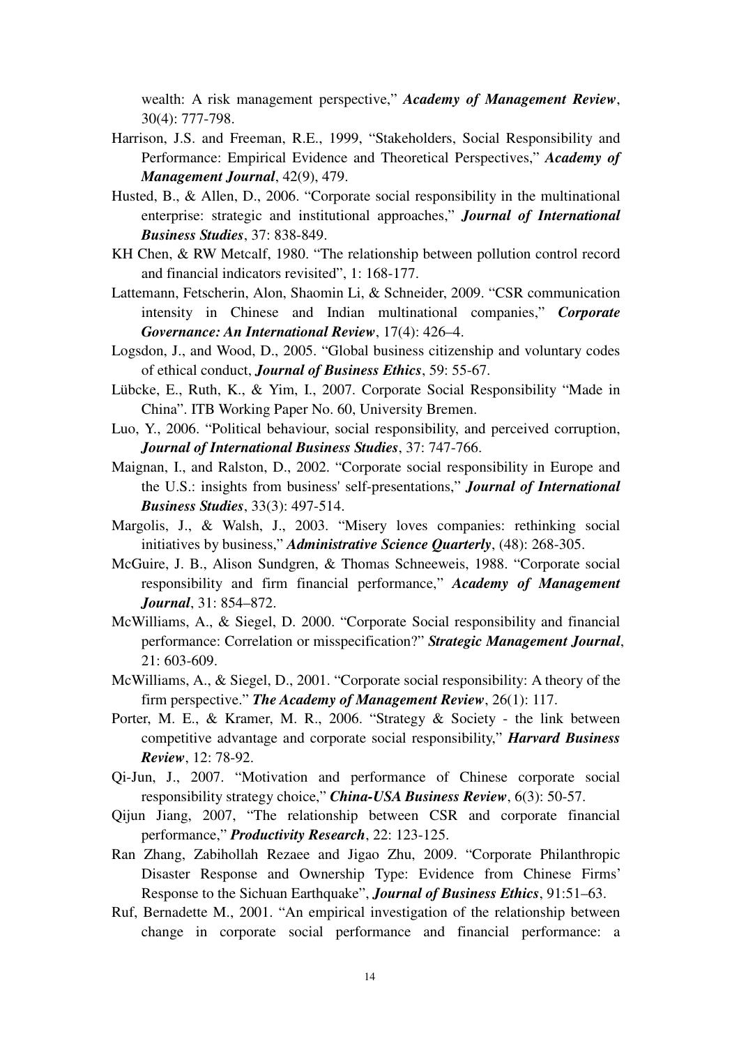wealth: A risk management perspective," ***Academy of Management Review***, 30(4): 777-798.

Harrison, J.S. and Freeman, R.E., 1999, "Stakeholders, Social Responsibility and Performance: Empirical Evidence and Theoretical Perspectives," ***Academy of Management Journal***, 42(9), 479.

Husted, B., & Allen, D., 2006. "Corporate social responsibility in the multinational enterprise: strategic and institutional approaches," ***Journal of International Business Studies***, 37: 838-849.

KH Chen, & RW Metcalf, 1980. "The relationship between pollution control record and financial indicators revisited", 1: 168-177.

Lattemann, Fetscherin, Alon, Shaomin Li, & Schneider, 2009. "CSR communication intensity in Chinese and Indian multinational companies," ***Corporate Governance: An International Review***, 17(4): 426–4.

Logsdon, J., and Wood, D., 2005. "Global business citizenship and voluntary codes of ethical conduct, ***Journal of Business Ethics***, 59: 55-67.

Lübcke, E., Ruth, K., & Yim, I., 2007. Corporate Social Responsibility "Made in China". ITB Working Paper No. 60, University Bremen.

Luo, Y., 2006. "Political behaviour, social responsibility, and perceived corruption, ***Journal of International Business Studies***, 37: 747-766.

Maignan, I., and Ralston, D., 2002. "Corporate social responsibility in Europe and the U.S.: insights from business' self-presentations," ***Journal of International Business Studies***, 33(3): 497-514.

Margolis, J., & Walsh, J., 2003. "Misery loves companies: rethinking social initiatives by business," ***Administrative Science Quarterly***, (48): 268-305.

McGuire, J. B., Alison Sundgren, & Thomas Schneeweis, 1988. "Corporate social responsibility and firm financial performance," ***Academy of Management Journal***, 31: 854–872.

McWilliams, A., & Siegel, D. 2000. "Corporate Social responsibility and financial performance: Correlation or misspecification?" ***Strategic Management Journal***, 21: 603-609.

McWilliams, A., & Siegel, D., 2001. "Corporate social responsibility: A theory of the firm perspective." ***The Academy of Management Review***, 26(1): 117.

Porter, M. E., & Kramer, M. R., 2006. "Strategy & Society - the link between competitive advantage and corporate social responsibility," ***Harvard Business Review***, 12: 78-92.

Qi-Jun, J., 2007. "Motivation and performance of Chinese corporate social responsibility strategy choice," ***China-USA Business Review***, 6(3): 50-57.

Qijun Jiang, 2007, "The relationship between CSR and corporate financial performance," ***Productivity Research***, 22: 123-125.

Ran Zhang, Zabihollah Rezaee and Jigao Zhu, 2009. "Corporate Philanthropic Disaster Response and Ownership Type: Evidence from Chinese Firms' Response to the Sichuan Earthquake", ***Journal of Business Ethics***, 91:51–63.

Ruf, Bernadette M., 2001. "An empirical investigation of the relationship between change in corporate social performance and financial performance: a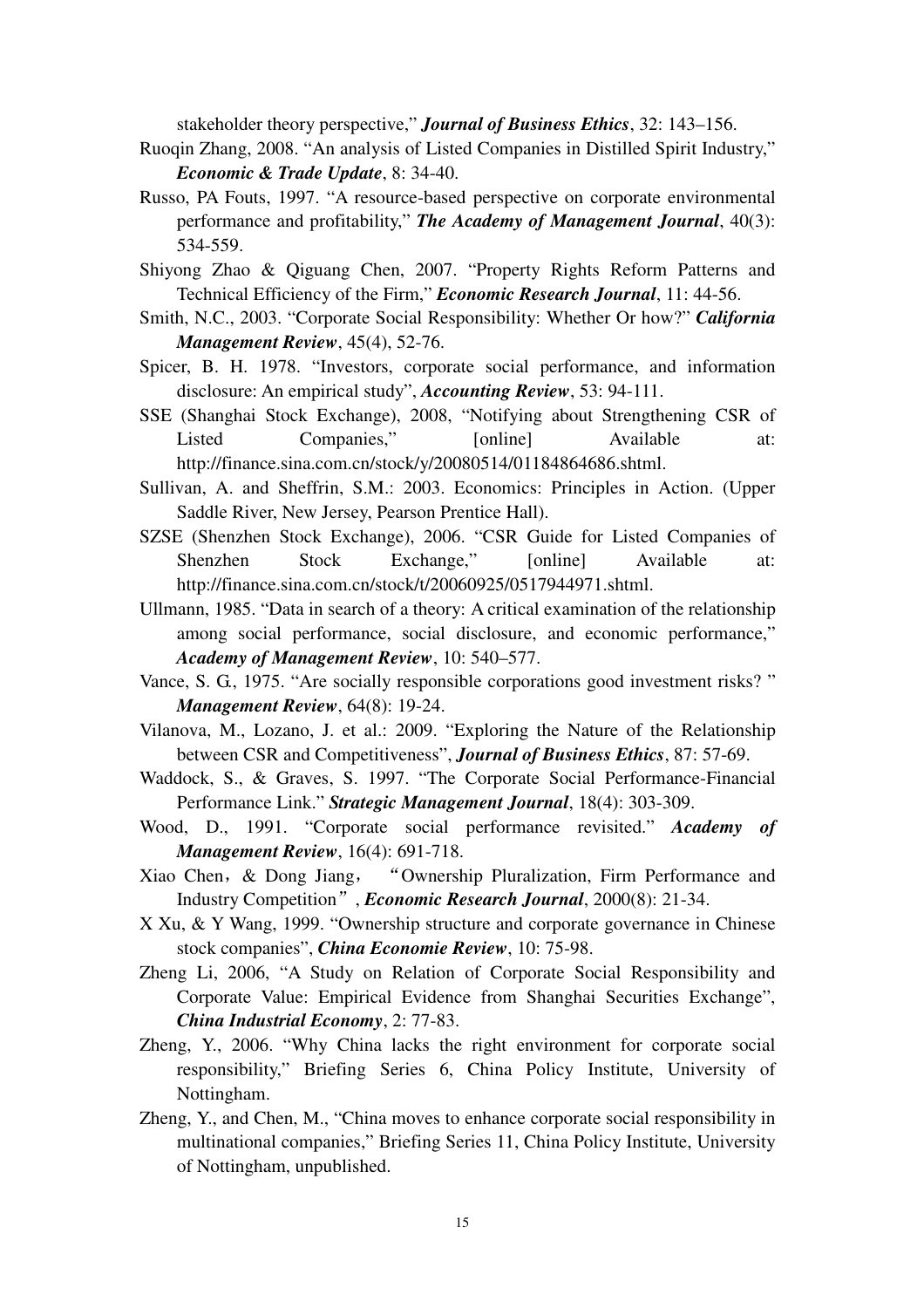stakeholder theory perspective," ***Journal of Business Ethics***, 32: 143–156.

Ruoqin Zhang, 2008. "An analysis of Listed Companies in Distilled Spirit Industry," ***Economic & Trade Update***, 8: 34-40.

Russo, PA Fouts, 1997. "A resource-based perspective on corporate environmental performance and profitability," ***The Academy of Management Journal***, 40(3): 534-559.

Shiyong Zhao & Qiguang Chen, 2007. "Property Rights Reform Patterns and Technical Efficiency of the Firm," ***Economic Research Journal***, 11: 44-56.

Smith, N.C., 2003. "Corporate Social Responsibility: Whether Or how?" ***California Management Review***, 45(4), 52-76.

Spicer, B. H. 1978. "Investors, corporate social performance, and information disclosure: An empirical study", ***Accounting Review***, 53: 94-111.

SSE (Shanghai Stock Exchange), 2008, "Notifying about Strengthening CSR of Listed Companies," [online] Available at: http://finance.sina.com.cn/stock/y/20080514/01184864686.shtml.

Sullivan, A. and Sheffrin, S.M.: 2003. Economics: Principles in Action. (Upper Saddle River, New Jersey, Pearson Prentice Hall).

SZSE (Shenzhen Stock Exchange), 2006. "CSR Guide for Listed Companies of Shenzhen Stock Exchange," [online] Available at: http://finance.sina.com.cn/stock/t/20060925/0517944971.shtml.

Ullmann, 1985. "Data in search of a theory: A critical examination of the relationship among social performance, social disclosure, and economic performance," ***Academy of Management Review***, 10: 540–577.

Vance, S. G., 1975. "Are socially responsible corporations good investment risks? " ***Management Review***, 64(8): 19-24.

Vilanova, M., Lozano, J. et al.: 2009. "Exploring the Nature of the Relationship between CSR and Competitiveness", ***Journal of Business Ethics***, 87: 57-69.

Waddock, S., & Graves, S. 1997. "The Corporate Social Performance-Financial Performance Link." ***Strategic Management Journal***, 18(4): 303-309.

Wood, D., 1991. "Corporate social performance revisited." ***Academy of Management Review***, 16(4): 691-718.

Xiao Chen，& Dong Jiang， "Ownership Pluralization, Firm Performance and Industry Competition", ***Economic Research Journal***, 2000(8): 21-34.

X Xu, & Y Wang, 1999. "Ownership structure and corporate governance in Chinese stock companies", ***China Economie Review***, 10: 75-98.

Zheng Li, 2006, "A Study on Relation of Corporate Social Responsibility and Corporate Value: Empirical Evidence from Shanghai Securities Exchange", ***China Industrial Economy***, 2: 77-83.

Zheng, Y., 2006. "Why China lacks the right environment for corporate social responsibility," Briefing Series 6, China Policy Institute, University of Nottingham.

Zheng, Y., and Chen, M., "China moves to enhance corporate social responsibility in multinational companies," Briefing Series 11, China Policy Institute, University of Nottingham, unpublished.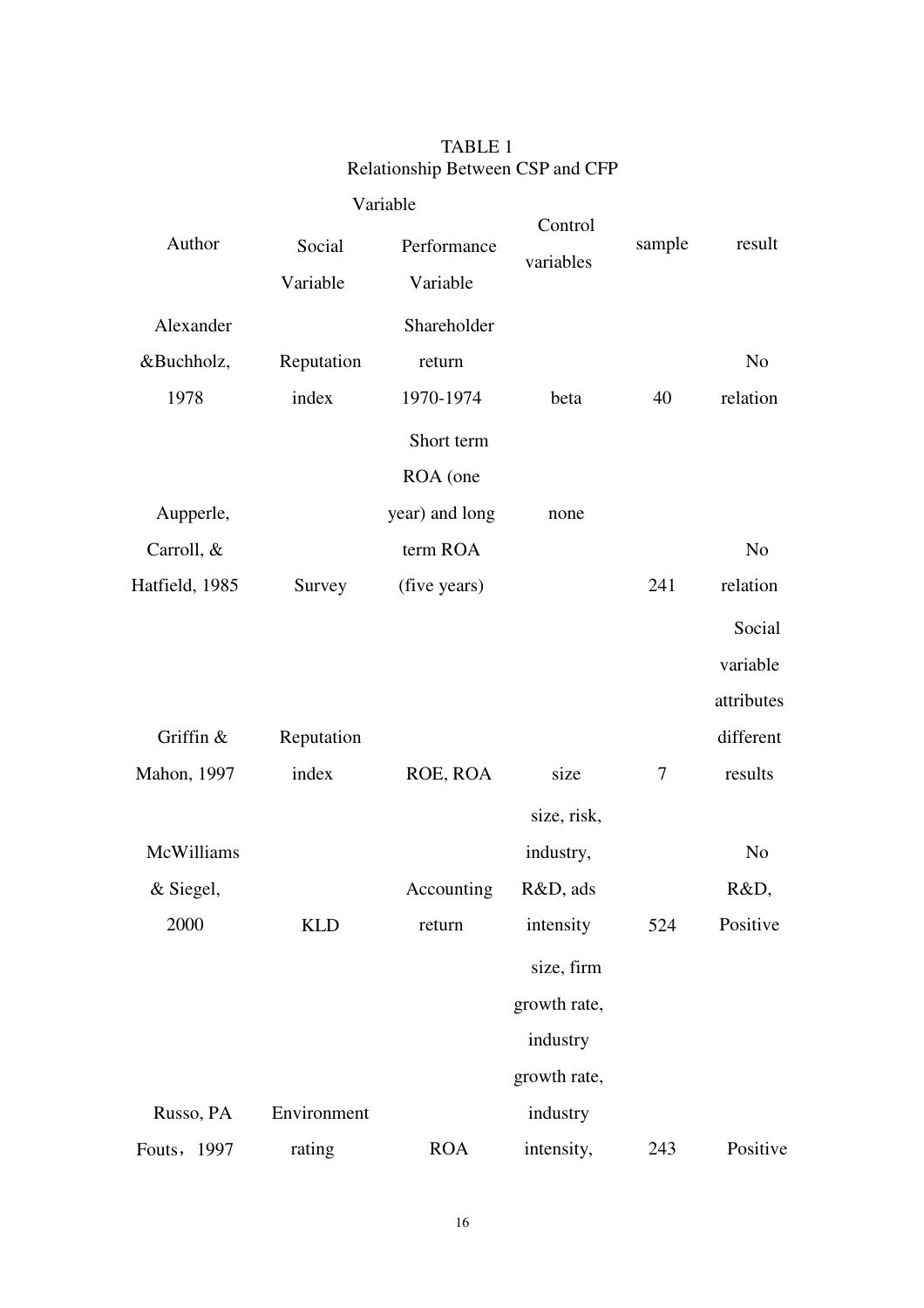TABLE 1
Relationship Between CSP and CFP

| Author | Variable | | Control variables | sample | result |
|---|---|---|---|---|---|
| | Social Variable | Performance Variable | | | |
| Alexander &Buchholz, 1978 | Reputation index | Shareholder return 1970-1974 | beta | 40 | No relation |
| Aupperle, Carroll, & Hatfield, 1985 | Survey | Short term ROA (one year) and long term ROA (five years) | none | 241 | No relation |
| Griffin & Mahon, 1997 | Reputation index | ROE, ROA | size | 7 | Social variable attributes different results |
| McWilliams & Siegel, 2000 | KLD | Accounting return | size, risk, industry, R&D, ads intensity | 524 | No R&D, Positive |
| Russo, PA Fouts，1997 | Environment rating | ROA | size, firm growth rate, industry growth rate, industry intensity, | 243 | Positive |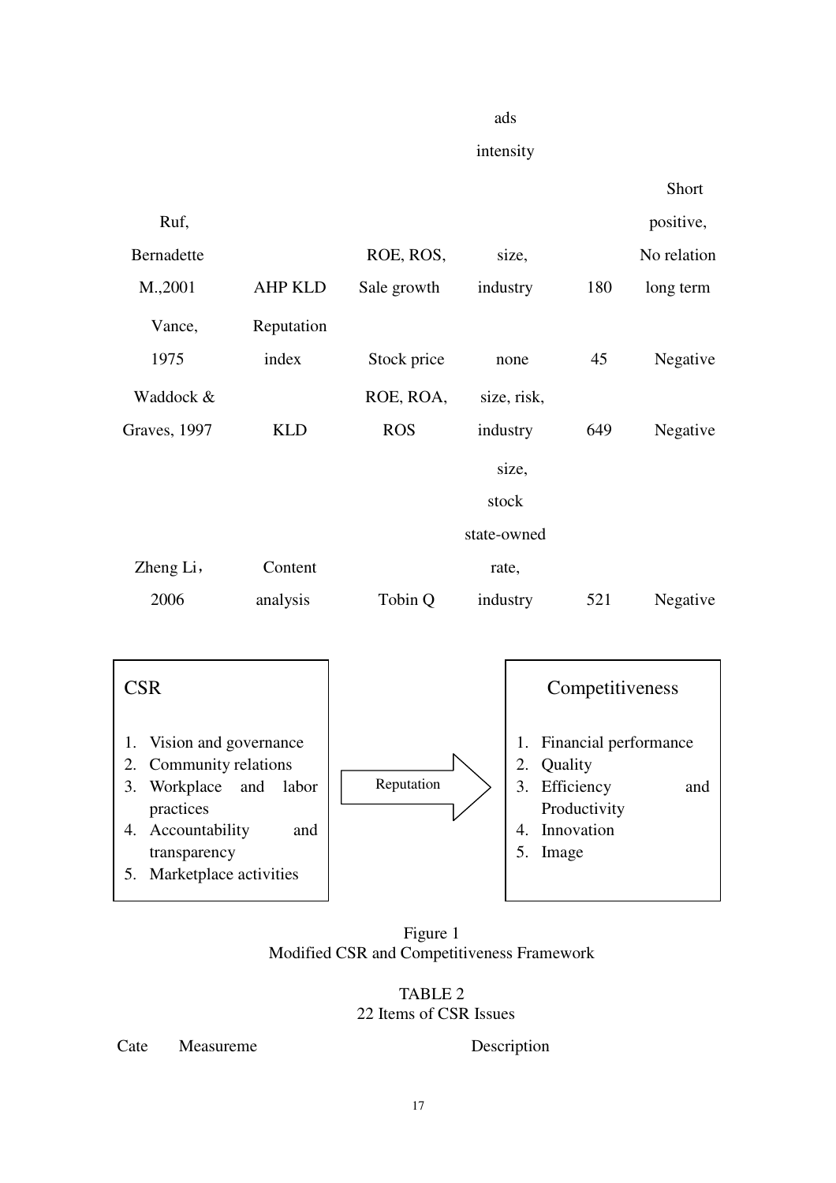| | | | ads intensity | | |
|---|---|---|---|---|---|
| Ruf, Bernadette M.,2001 | AHP KLD | ROE, ROS, Sale growth | size, industry | 180 | Short positive, No relation long term |
| Vance, 1975 | Reputation index | Stock price | none | 45 | Negative |
| Waddock & Graves, 1997 | KLD | ROE, ROA, ROS | size, risk, industry | 649 | Negative |
| Zheng Li，2006 | Content analysis | Tobin Q | size, stock state-owned rate, industry | 521 | Negative |

**CSR**

1. Vision and governance
2. Community relations
3. Workplace and labor practices
4. Accountability and transparency
5. Marketplace activities

→ Reputation →

**Competitiveness**

1. Financial performance
2. Quality
3. Efficiency and Productivity
4. Innovation
5. Image

Figure 1
Modified CSR and Competitiveness Framework

TABLE 2
22 Items of CSR Issues

| Cate | Measureme | Description |
|---|---|---|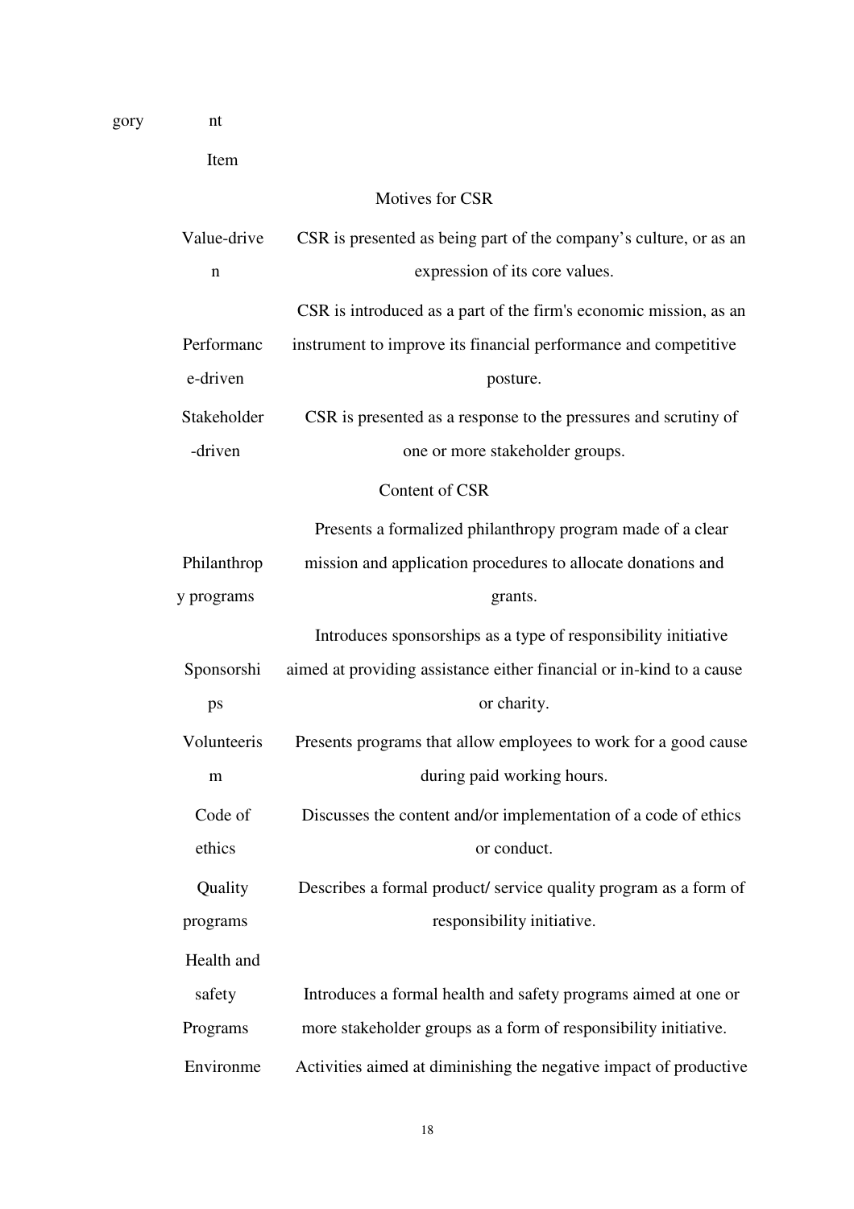| gory | nt<br>Item | |
|---|---|---|
| | | Motives for CSR |
| | Value-driven | CSR is presented as being part of the company's culture, or as an expression of its core values. |
| | Performance-driven | CSR is introduced as a part of the firm's economic mission, as an instrument to improve its financial performance and competitive posture. |
| | Stakeholder-driven | CSR is presented as a response to the pressures and scrutiny of one or more stakeholder groups. |
| | | Content of CSR |
| | Philanthropy programs | Presents a formalized philanthropy program made of a clear mission and application procedures to allocate donations and grants. |
| | Sponsorships | Introduces sponsorships as a type of responsibility initiative aimed at providing assistance either financial or in-kind to a cause or charity. |
| | Volunteerism | Presents programs that allow employees to work for a good cause during paid working hours. |
| | Code of ethics | Discusses the content and/or implementation of a code of ethics or conduct. |
| | Quality programs | Describes a formal product/ service quality program as a form of responsibility initiative. |
| | Health and safety Programs | Introduces a formal health and safety programs aimed at one or more stakeholder groups as a form of responsibility initiative. |
| | Environme | Activities aimed at diminishing the negative impact of productive |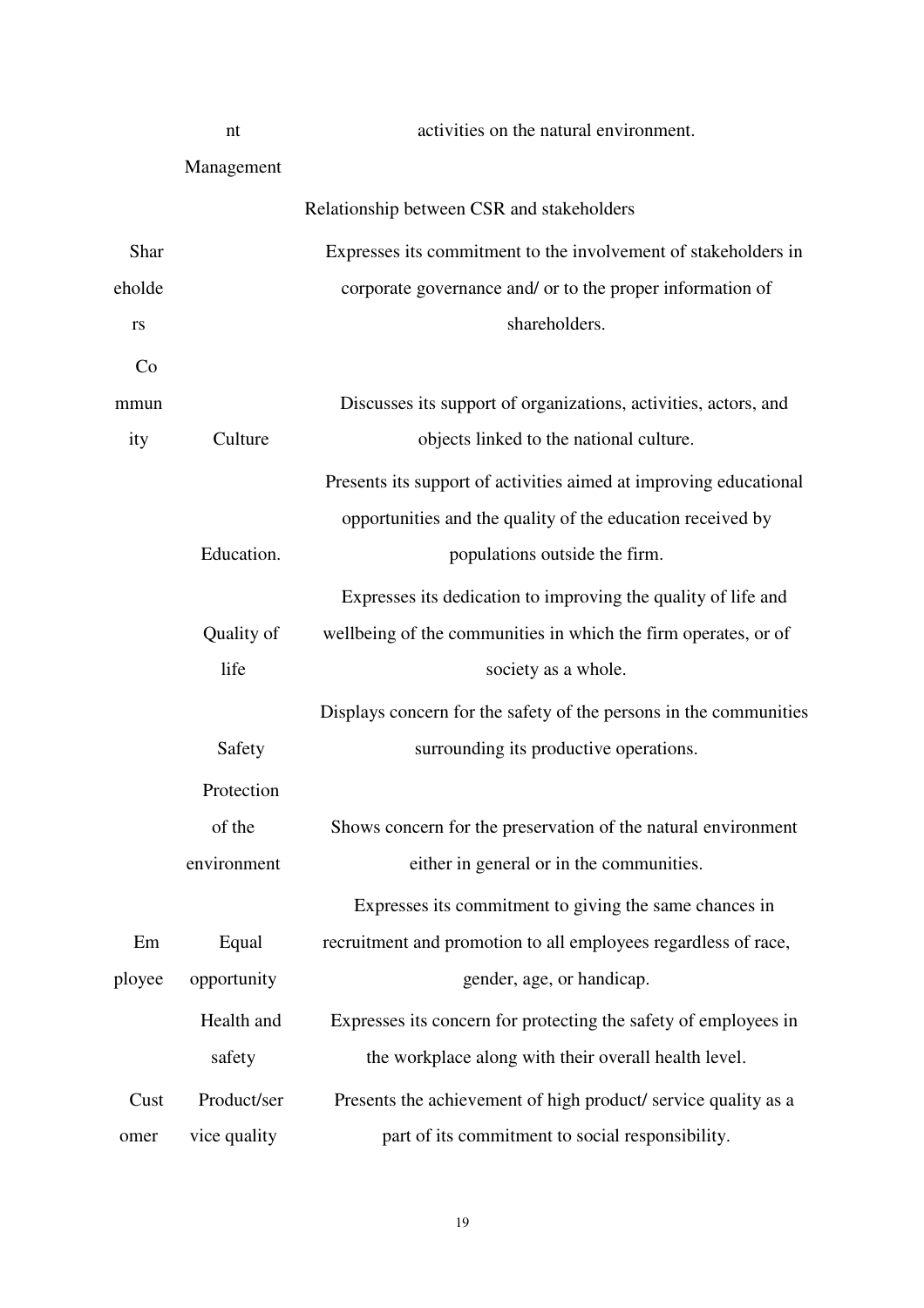| | | |
|---|---|---|
| | nt Management | activities on the natural environment. |
| Relationship between CSR and stakeholders | | |
| Shareholders | | Expresses its commitment to the involvement of stakeholders in corporate governance and/ or to the proper information of shareholders. |
| Community | Culture | Discusses its support of organizations, activities, actors, and objects linked to the national culture. |
| | Education. | Presents its support of activities aimed at improving educational opportunities and the quality of the education received by populations outside the firm. |
| | Quality of life | Expresses its dedication to improving the quality of life and wellbeing of the communities in which the firm operates, or of society as a whole. |
| | Safety | Displays concern for the safety of the persons in the communities surrounding its productive operations. |
| | Protection of the environment | Shows concern for the preservation of the natural environment either in general or in the communities. |
| Employee | Equal opportunity | Expresses its commitment to giving the same chances in recruitment and promotion to all employees regardless of race, gender, age, or handicap. |
| | Health and safety | Expresses its concern for protecting the safety of employees in the workplace along with their overall health level. |
| Customer | Product/service quality | Presents the achievement of high product/ service quality as a part of its commitment to social responsibility. |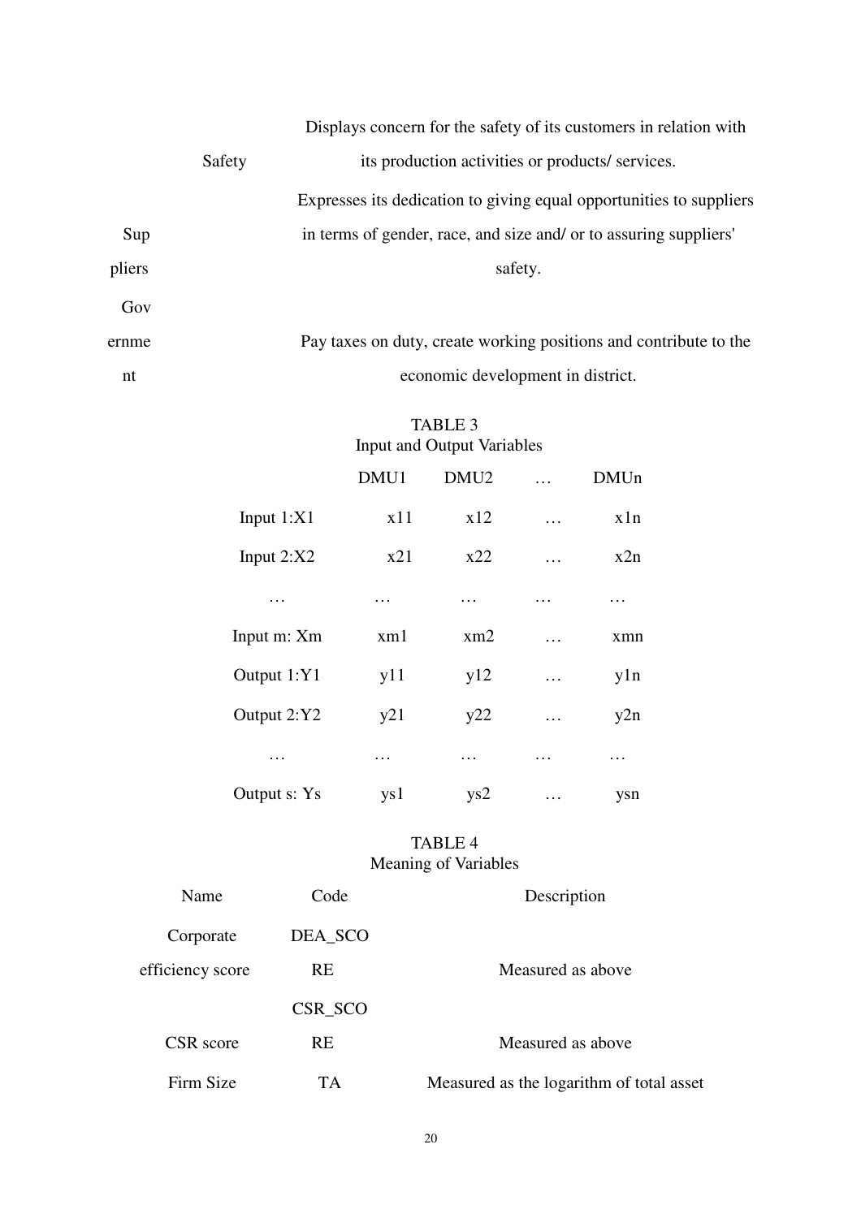| | | |
|---|---|---|
| | Safety | Displays concern for the safety of its customers in relation with its production activities or products/ services. |
| Suppliers | | Expresses its dedication to giving equal opportunities to suppliers in terms of gender, race, and size and/ or to assuring suppliers' safety. |
| Government | | Pay taxes on duty, create working positions and contribute to the economic development in district. |

TABLE 3
Input and Output Variables

| | DMU1 | DMU2 | … | DMUn |
|---|---|---|---|---|
| Input 1:X1 | x11 | x12 | … | x1n |
| Input 2:X2 | x21 | x22 | … | x2n |
| … | … | … | … | … |
| Input m: Xm | xm1 | xm2 | … | xmn |
| Output 1:Y1 | y11 | y12 | … | y1n |
| Output 2:Y2 | y21 | y22 | … | y2n |
| … | … | … | … | … |
| Output s: Ys | ys1 | ys2 | … | ysn |

TABLE 4
Meaning of Variables

| Name | Code | Description |
|---|---|---|
| Corporate efficiency score | DEA_SCORE | Measured as above |
| CSR score | CSR_SCORE | Measured as above |
| Firm Size | TA | Measured as the logarithm of total asset |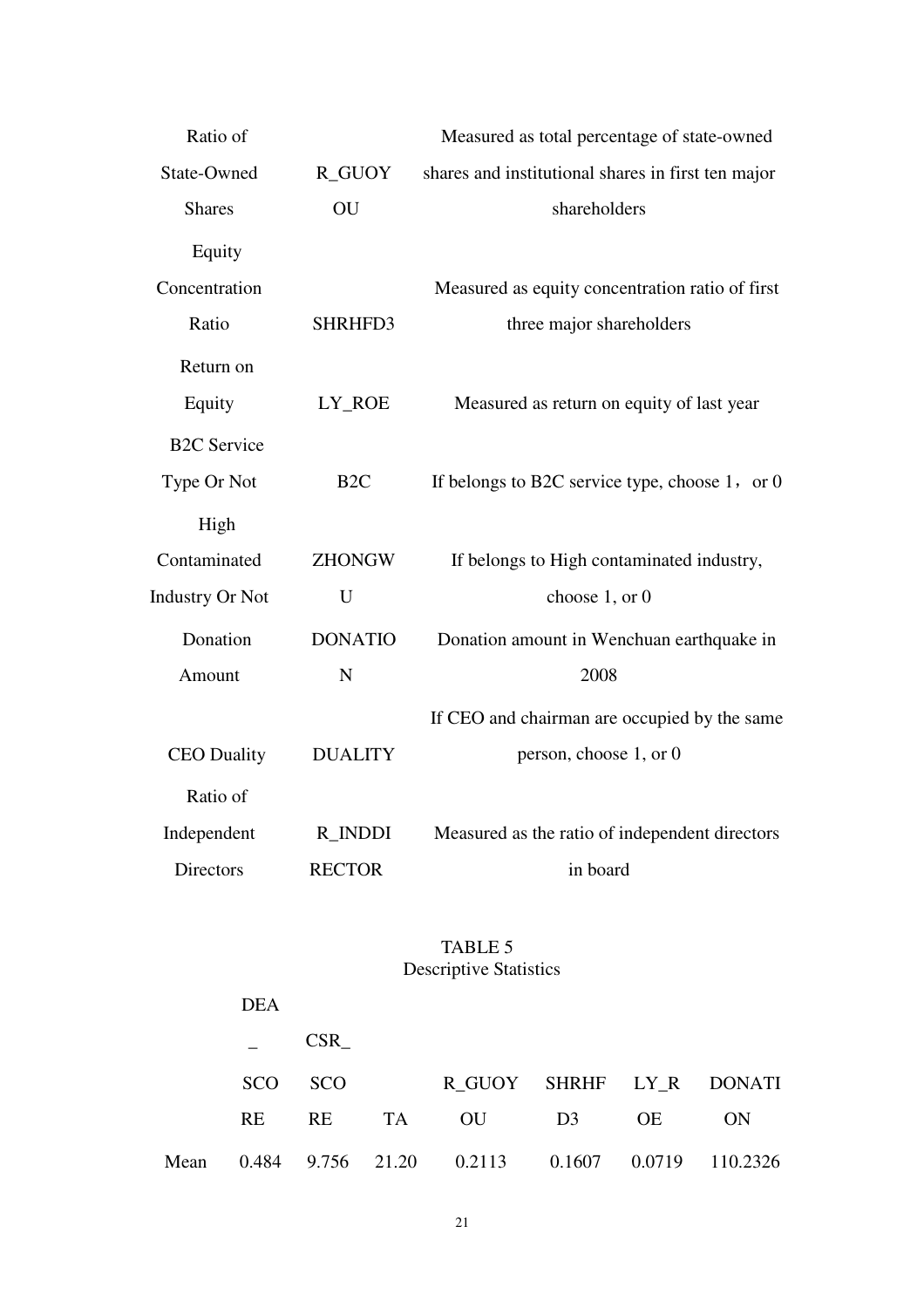| Ratio of State-Owned Shares | R_GUOYOU | Measured as total percentage of state-owned shares and institutional shares in first ten major shareholders |
|---|---|---|
| Equity Concentration Ratio | SHRHFD3 | Measured as equity concentration ratio of first three major shareholders |
| Return on Equity | LY_ROE | Measured as return on equity of last year |
| B2C Service Type Or Not | B2C | If belongs to B2C service type, choose 1， or 0 |
| High Contaminated Industry Or Not | ZHONGWU | If belongs to High contaminated industry, choose 1, or 0 |
| Donation Amount | DONATION | Donation amount in Wenchuan earthquake in 2008 |
| CEO Duality | DUALITY | If CEO and chairman are occupied by the same person, choose 1, or 0 |
| Ratio of Independent Directors | R_INDDIRECTOR | Measured as the ratio of independent directors in board |

TABLE 5
Descriptive Statistics

| | DEA_SCORE | CSR_SCORE | TA | R_GUOYOU | SHRHFD3 | LY_ROE | DONATION |
|---|---|---|---|---|---|---|---|
| Mean | 0.484 | 9.756 | 21.20 | 0.2113 | 0.1607 | 0.0719 | 110.2326 |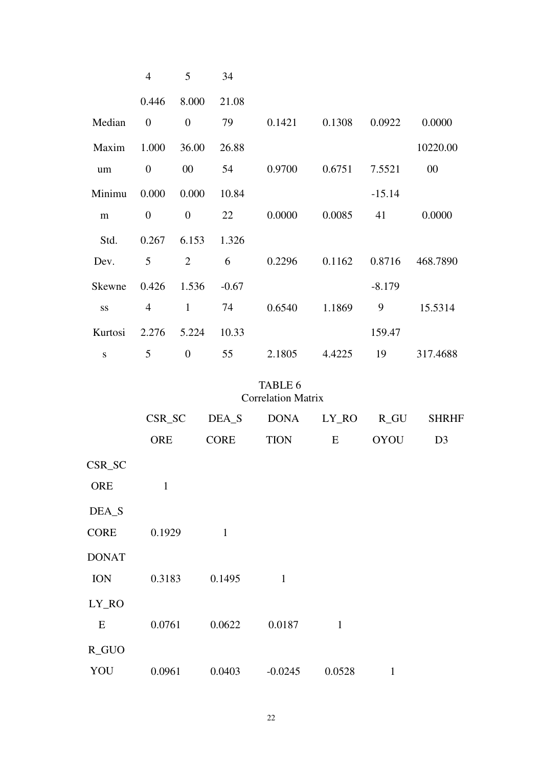| | | | | | | | |
|---|---|---|---|---|---|---|---|
| | 4 | 5 | 34 | | | | |
| Median | 0.4460 | 8.0000 | 21.0879 | 0.1421 | 0.1308 | 0.0922 | 0.0000 |
| Maximum | 1.0000 | 36.0000 | 26.8854 | 0.9700 | 0.6751 | 7.5521 | 10220.0000 |
| Minimum | 0.0000 | 0.0000 | 10.8422 | 0.0000 | 0.0085 | -15.1441 | 0.0000 |
| Std. Dev. | 0.2675 | 6.1532 | 1.3266 | 0.2296 | 0.1162 | 0.8716 | 468.7890 |
| Skewness | 0.4264 | 1.5361 | -0.6774 | 0.6540 | 1.1869 | -8.1799 | 15.5314 |
| Kurtosis | 2.2765 | 5.2240 | 10.3355 | 2.1805 | 4.4225 | 159.4719 | 317.4688 |

TABLE 6
Correlation Matrix

| | CSR_SCORE | DEA_SCORE | DONATION | LY_ROE | R_GUOYOU | SHRHFD3 |
|---|---|---|---|---|---|---|
| CSR_SCORE | 1 | | | | | |
| DEA_SCORE | 0.1929 | 1 | | | | |
| DONATION | 0.3183 | 0.1495 | 1 | | | |
| LY_ROE | 0.0761 | 0.0622 | 0.0187 | 1 | | |
| R_GUOYOU | 0.0961 | 0.0403 | -0.0245 | 0.0528 | 1 | |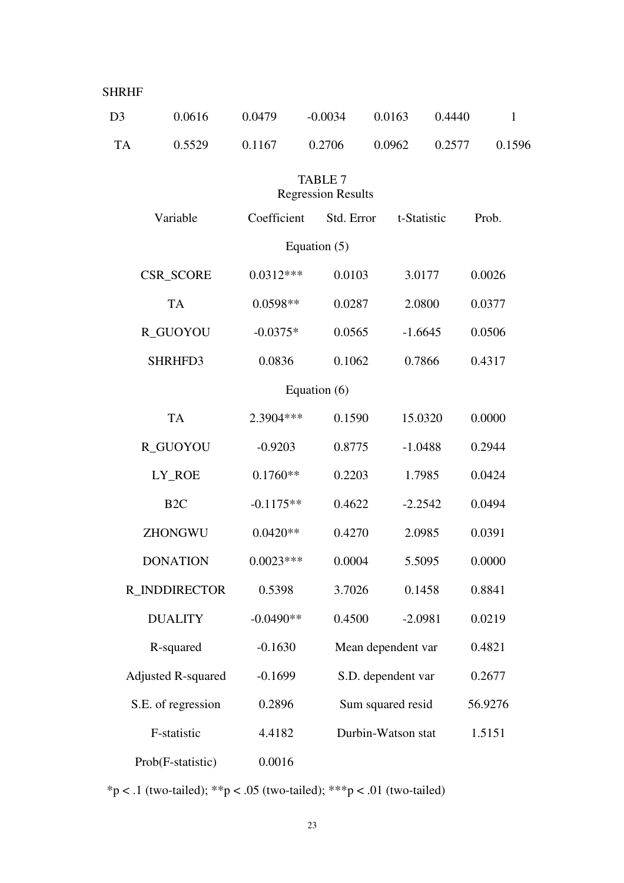| | | | | | | |
|---|---|---|---|---|---|---|
| SHRHF | | | | | | |
| D3 | 0.0616 | 0.0479 | -0.0034 | 0.0163 | 0.4440 | 1 |
| TA | 0.5529 | 0.1167 | 0.2706 | 0.0962 | 0.2577 | 0.1596 |

TABLE 7
Regression Results

| Variable | Coefficient | Std. Error | t-Statistic | Prob. |
|---|---|---|---|---|
| | | Equation (5) | | |
| CSR_SCORE | 0.0312*** | 0.0103 | 3.0177 | 0.0026 |
| TA | 0.0598** | 0.0287 | 2.0800 | 0.0377 |
| R_GUOYOU | -0.0375* | 0.0565 | -1.6645 | 0.0506 |
| SHRHFD3 | 0.0836 | 0.1062 | 0.7866 | 0.4317 |
| | | Equation (6) | | |
| TA | 2.3904*** | 0.1590 | 15.0320 | 0.0000 |
| R_GUOYOU | -0.9203 | 0.8775 | -1.0488 | 0.2944 |
| LY_ROE | 0.1760** | 0.2203 | 1.7985 | 0.0424 |
| B2C | -0.1175** | 0.4622 | -2.2542 | 0.0494 |
| ZHONGWU | 0.0420** | 0.4270 | 2.0985 | 0.0391 |
| DONATION | 0.0023*** | 0.0004 | 5.5095 | 0.0000 |
| R_INDDIRECTOR | 0.5398 | 3.7026 | 0.1458 | 0.8841 |
| DUALITY | -0.0490** | 0.4500 | -2.0981 | 0.0219 |
| R-squared | -0.1630 | Mean dependent var | | 0.4821 |
| Adjusted R-squared | -0.1699 | S.D. dependent var | | 0.2677 |
| S.E. of regression | 0.2896 | Sum squared resid | | 56.9276 |
| F-statistic | 4.4182 | Durbin-Watson stat | | 1.5151 |
| Prob(F-statistic) | 0.0016 | | | |

*p < .1 (two-tailed); **p < .05 (two-tailed); ***p < .01 (two-tailed)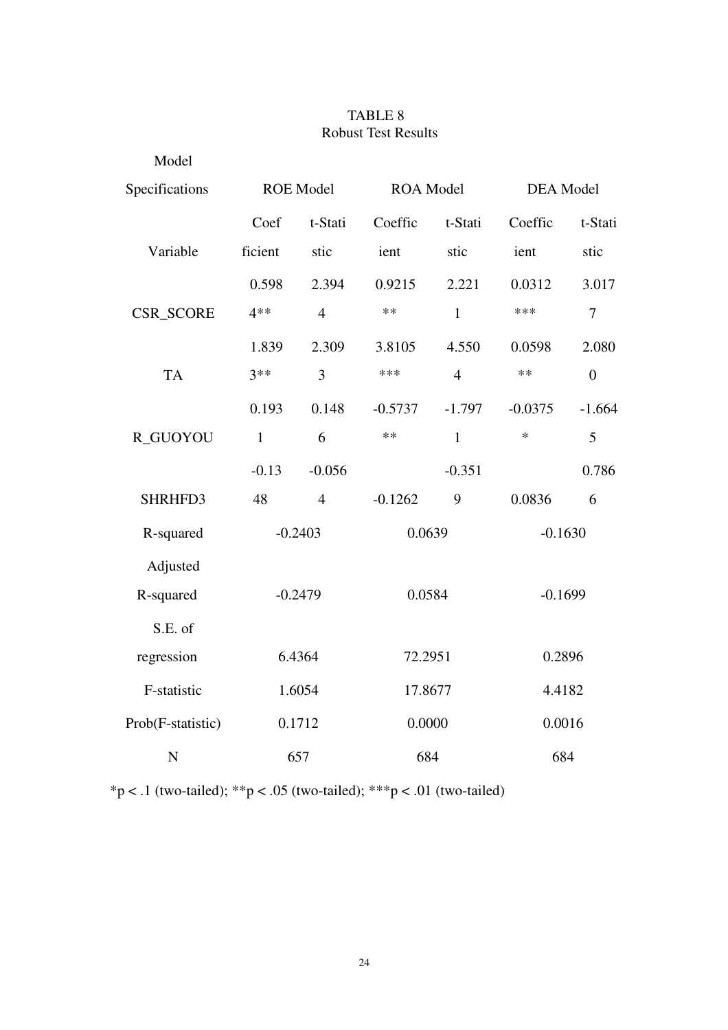TABLE 8
Robust Test Results

| Model Specifications | ROE Model | | ROA Model | | DEA Model | |
|---|---|---|---|---|---|---|
| Variable | Coefficient | t-Statistic | Coefficient | t-Statistic | Coefficient | t-Statistic |
| CSR_SCORE | 0.5984** | 2.3944 | 0.9215** | 2.2211 | 0.0312*** | 3.0177 |
| TA | 1.8393** | 2.3093 | 3.8105*** | 4.5504 | 0.0598** | 2.0800 |
| R_GUOYOU | 0.1931 | 0.1486 | -0.5737** | -1.7971 | -0.0375* | -1.6645 |
| SHRHFD3 | -0.1348 | -0.0564 | -0.1262 | -0.3519 | 0.0836 | 0.7866 |
| R-squared | -0.2403 | | 0.0639 | | -0.1630 | |
| Adjusted R-squared | -0.2479 | | 0.0584 | | -0.1699 | |
| S.E. of regression | 6.4364 | | 72.2951 | | 0.2896 | |
| F-statistic | 1.6054 | | 17.8677 | | 4.4182 | |
| Prob(F-statistic) | 0.1712 | | 0.0000 | | 0.0016 | |
| N | 657 | | 684 | | 684 | |

*$p < .1$ (two-tailed); **$p < .05$ (two-tailed); ***$p < .01$ (two-tailed)